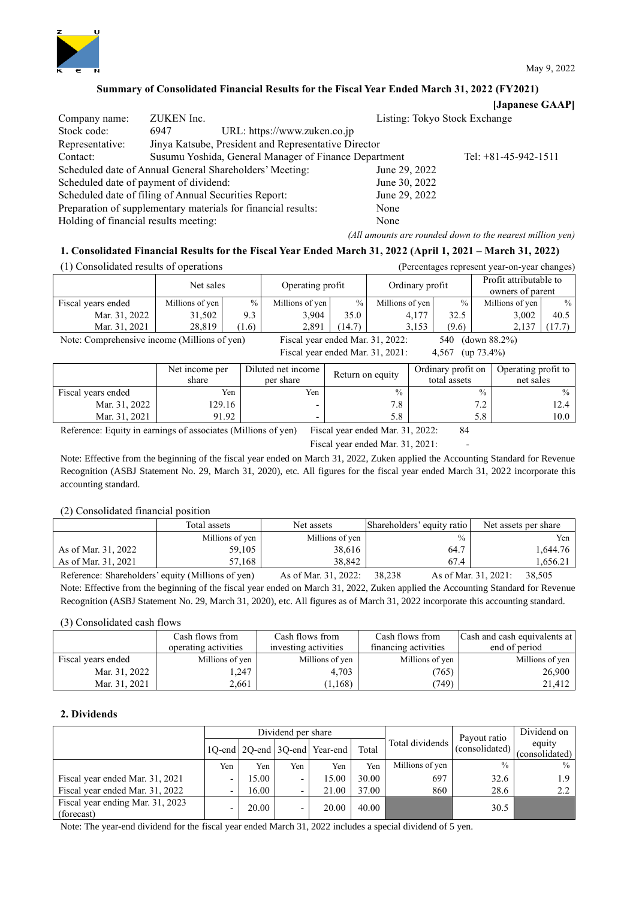May 9, 2022

**Summary of Consolidated Financial Results for the Fiscal Year Ended March 31, 2022 (FY2021)**

**[Japanese GAAP]**

| | | |
|---|---|---|
| Company name: | ZUKEN Inc. | Listing: Tokyo Stock Exchange |
| Stock code: | 6947 URL: https://www.zuken.co.jp | |
| Representative: | Jinya Katsube, President and Representative Director | |
| Contact: | Susumu Yoshida, General Manager of Finance Department | Tel: +81-45-942-1511 |

| | |
|---|---|
| Scheduled date of Annual General Shareholders' Meeting: | June 29, 2022 |
| Scheduled date of payment of dividend: | June 30, 2022 |
| Scheduled date of filing of Annual Securities Report: | June 29, 2022 |
| Preparation of supplementary materials for financial results: | None |
| Holding of financial results meeting: | None |

*(All amounts are rounded down to the nearest million yen)*

## 1. Consolidated Financial Results for the Fiscal Year Ended March 31, 2022 (April 1, 2021 – March 31, 2022)

(1) Consolidated results of operations (Percentages represent year-on-year changes)

| | Net sales | | Operating profit | | Ordinary profit | | Profit attributable to owners of parent | |
|---|---|---|---|---|---|---|---|---|
| Fiscal years ended | Millions of yen | % | Millions of yen | % | Millions of yen | % | Millions of yen | % |
| Mar. 31, 2022 | 31,502 | 9.3 | 3,904 | 35.0 | 4,177 | 32.5 | 3,002 | 40.5 |
| Mar. 31, 2021 | 28,819 | (1.6) | 2,891 | (14.7) | 3,153 | (9.6) | 2,137 | (17.7) |

Note: Comprehensive income (Millions of yen) Fiscal year ended Mar. 31, 2022: 540 (down 88.2%)
Fiscal year ended Mar. 31, 2021: 4,567 (up 73.4%)

| | Net income per share | Diluted net income per share | Return on equity | Ordinary profit on total assets | Operating profit to net sales |
|---|---|---|---|---|---|
| Fiscal years ended | Yen | Yen | % | % | % |
| Mar. 31, 2022 | 129.16 | - | 7.8 | 7.2 | 12.4 |
| Mar. 31, 2021 | 91.92 | - | 5.8 | 5.8 | 10.0 |

Reference: Equity in earnings of associates (Millions of yen) Fiscal year ended Mar. 31, 2022: 84
Fiscal year ended Mar. 31, 2021: -

Note: Effective from the beginning of the fiscal year ended on March 31, 2022, Zuken applied the Accounting Standard for Revenue Recognition (ASBJ Statement No. 29, March 31, 2020), etc. All figures for the fiscal year ended March 31, 2022 incorporate this accounting standard.

(2) Consolidated financial position

| | Total assets | Net assets | Shareholders' equity ratio | Net assets per share |
|---|---|---|---|---|
| | Millions of yen | Millions of yen | % | Yen |
| As of Mar. 31, 2022 | 59,105 | 38,616 | 64.7 | 1,644.76 |
| As of Mar. 31, 2021 | 57,168 | 38,842 | 67.4 | 1,656.21 |

Reference: Shareholders' equity (Millions of yen) As of Mar. 31, 2022: 38,238 As of Mar. 31, 2021: 38,505

Note: Effective from the beginning of the fiscal year ended on March 31, 2022, Zuken applied the Accounting Standard for Revenue Recognition (ASBJ Statement No. 29, March 31, 2020), etc. All figures as of March 31, 2022 incorporate this accounting standard.

(3) Consolidated cash flows

| | Cash flows from operating activities | Cash flows from investing activities | Cash flows from financing activities | Cash and cash equivalents at end of period |
|---|---|---|---|---|
| Fiscal years ended | Millions of yen | Millions of yen | Millions of yen | Millions of yen |
| Mar. 31, 2022 | 1,247 | 4,703 | (765) | 26,900 |
| Mar. 31, 2021 | 2,661 | (1,168) | (749) | 21,412 |

## 2. Dividends

| | Dividend per share | | | | | Total dividends | Payout ratio (consolidated) | Dividend on equity (consolidated) |
|---|---|---|---|---|---|---|---|---|
| | 1Q-end | 2Q-end | 3Q-end | Year-end | Total | | | |
| | Yen | Yen | Yen | Yen | Yen | Millions of yen | % | % |
| Fiscal year ended Mar. 31, 2021 | - | 15.00 | - | 15.00 | 30.00 | 697 | 32.6 | 1.9 |
| Fiscal year ended Mar. 31, 2022 | - | 16.00 | - | 21.00 | 37.00 | 860 | 28.6 | 2.2 |
| Fiscal year ending Mar. 31, 2023 (forecast) | - | 20.00 | - | 20.00 | 40.00 | | 30.5 | |

Note: The year-end dividend for the fiscal year ended March 31, 2022 includes a special dividend of 5 yen.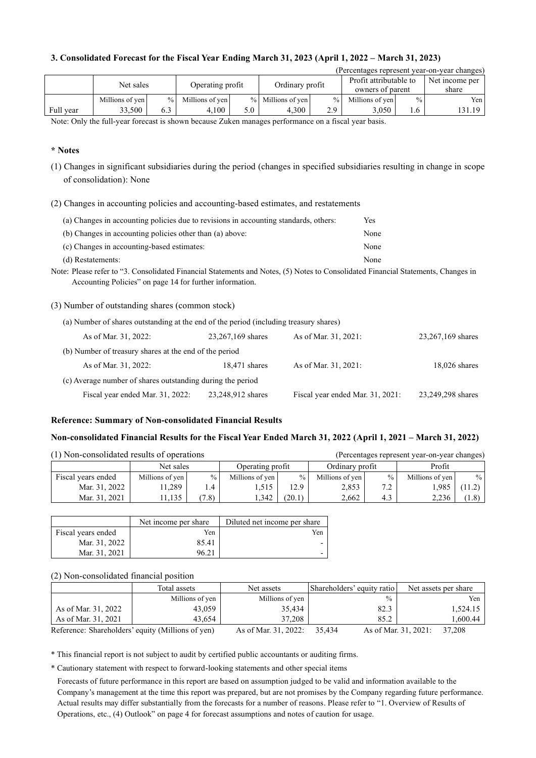### 3. Consolidated Forecast for the Fiscal Year Ending March 31, 2023 (April 1, 2022 – March 31, 2023)

(Percentages represent year-on-year changes)

| | Net sales | | Operating profit | | Ordinary profit | | Profit attributable to owners of parent | | Net income per share |
|---|---|---|---|---|---|---|---|---|---|
| | Millions of yen | % | Millions of yen | % | Millions of yen | % | Millions of yen | % | Yen |
| Full year | 33,500 | 6.3 | 4,100 | 5.0 | 4,300 | 2.9 | 3,050 | 1.6 | 131.19 |

Note: Only the full-year forecast is shown because Zuken manages performance on a fiscal year basis.

**\* Notes**

(1) Changes in significant subsidiaries during the period (changes in specified subsidiaries resulting in change in scope of consolidation): None

(2) Changes in accounting policies and accounting-based estimates, and restatements

| | |
|---|---|
| (a) Changes in accounting policies due to revisions in accounting standards, others: | Yes |
| (b) Changes in accounting policies other than (a) above: | None |
| (c) Changes in accounting-based estimates: | None |
| (d) Restatements: | None |

Note: Please refer to "3. Consolidated Financial Statements and Notes, (5) Notes to Consolidated Financial Statements, Changes in Accounting Policies" on page 14 for further information.

(3) Number of outstanding shares (common stock)

(a) Number of shares outstanding at the end of the period (including treasury shares)

| | | | |
|---|---|---|---|
| As of Mar. 31, 2022: | 23,267,169 shares | As of Mar. 31, 2021: | 23,267,169 shares |

(b) Number of treasury shares at the end of the period

| | | | |
|---|---|---|---|
| As of Mar. 31, 2022: | 18,471 shares | As of Mar. 31, 2021: | 18,026 shares |

(c) Average number of shares outstanding during the period

| | | | |
|---|---|---|---|
| Fiscal year ended Mar. 31, 2022: | 23,248,912 shares | Fiscal year ended Mar. 31, 2021: | 23,249,298 shares |

**Reference: Summary of Non-consolidated Financial Results**

**Non-consolidated Financial Results for the Fiscal Year Ended March 31, 2022 (April 1, 2021 – March 31, 2022)**

(1) Non-consolidated results of operations (Percentages represent year-on-year changes)

| | Net sales | | Operating profit | | Ordinary profit | | Profit | |
|---|---|---|---|---|---|---|---|---|
| Fiscal years ended | Millions of yen | % | Millions of yen | % | Millions of yen | % | Millions of yen | % |
| Mar. 31, 2022 | 11,289 | 1.4 | 1,515 | 12.9 | 2,853 | 7.2 | 1,985 | (11.2) |
| Mar. 31, 2021 | 11,135 | (7.8) | 1,342 | (20.1) | 2,662 | 4.3 | 2,236 | (1.8) |

| | Net income per share | Diluted net income per share |
|---|---|---|
| Fiscal years ended | Yen | Yen |
| Mar. 31, 2022 | 85.41 | - |
| Mar. 31, 2021 | 96.21 | - |

(2) Non-consolidated financial position

| | Total assets | Net assets | Shareholders' equity ratio | Net assets per share |
|---|---|---|---|---|
| | Millions of yen | Millions of yen | % | Yen |
| As of Mar. 31, 2022 | 43,059 | 35,434 | 82.3 | 1,524.15 |
| As of Mar. 31, 2021 | 43,654 | 37,208 | 85.2 | 1,600.44 |

Reference: Shareholders' equity (Millions of yen) As of Mar. 31, 2022: 35,434 As of Mar. 31, 2021: 37,208

\* This financial report is not subject to audit by certified public accountants or auditing firms.

\* Cautionary statement with respect to forward-looking statements and other special items

Forecasts of future performance in this report are based on assumption judged to be valid and information available to the Company's management at the time this report was prepared, but are not promises by the Company regarding future performance. Actual results may differ substantially from the forecasts for a number of reasons. Please refer to "1. Overview of Results of Operations, etc., (4) Outlook" on page 4 for forecast assumptions and notes of caution for usage.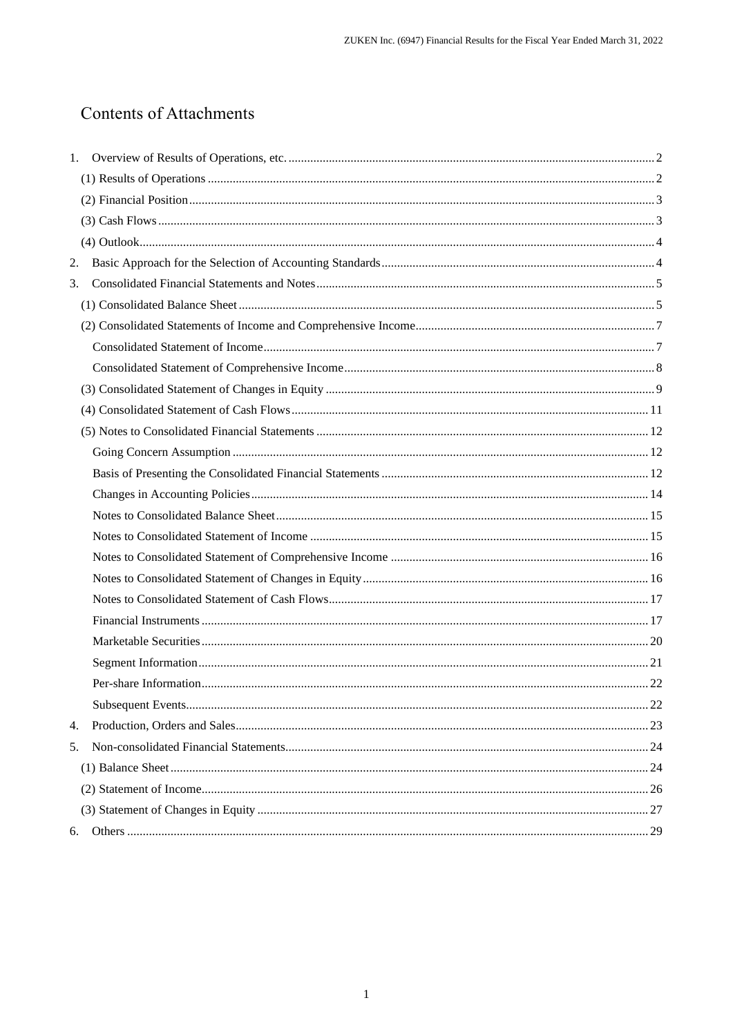# Contents of Attachments

1. Overview of Results of Operations, etc. ........ 2
   - (1) Results of Operations ........ 2
   - (2) Financial Position ........ 3
   - (3) Cash Flows ........ 3
   - (4) Outlook ........ 4
2. Basic Approach for the Selection of Accounting Standards ........ 4
3. Consolidated Financial Statements and Notes ........ 5
   - (1) Consolidated Balance Sheet ........ 5
   - (2) Consolidated Statements of Income and Comprehensive Income ........ 7
     - Consolidated Statement of Income ........ 7
     - Consolidated Statement of Comprehensive Income ........ 8
   - (3) Consolidated Statement of Changes in Equity ........ 9
   - (4) Consolidated Statement of Cash Flows ........ 11
   - (5) Notes to Consolidated Financial Statements ........ 12
     - Going Concern Assumption ........ 12
     - Basis of Presenting the Consolidated Financial Statements ........ 12
     - Changes in Accounting Policies ........ 14
     - Notes to Consolidated Balance Sheet ........ 15
     - Notes to Consolidated Statement of Income ........ 15
     - Notes to Consolidated Statement of Comprehensive Income ........ 16
     - Notes to Consolidated Statement of Changes in Equity ........ 16
     - Notes to Consolidated Statement of Cash Flows ........ 17
     - Financial Instruments ........ 17
     - Marketable Securities ........ 20
     - Segment Information ........ 21
     - Per-share Information ........ 22
     - Subsequent Events ........ 22
4. Production, Orders and Sales ........ 23
5. Non-consolidated Financial Statements ........ 24
   - (1) Balance Sheet ........ 24
   - (2) Statement of Income ........ 26
   - (3) Statement of Changes in Equity ........ 27
6. Others ........ 29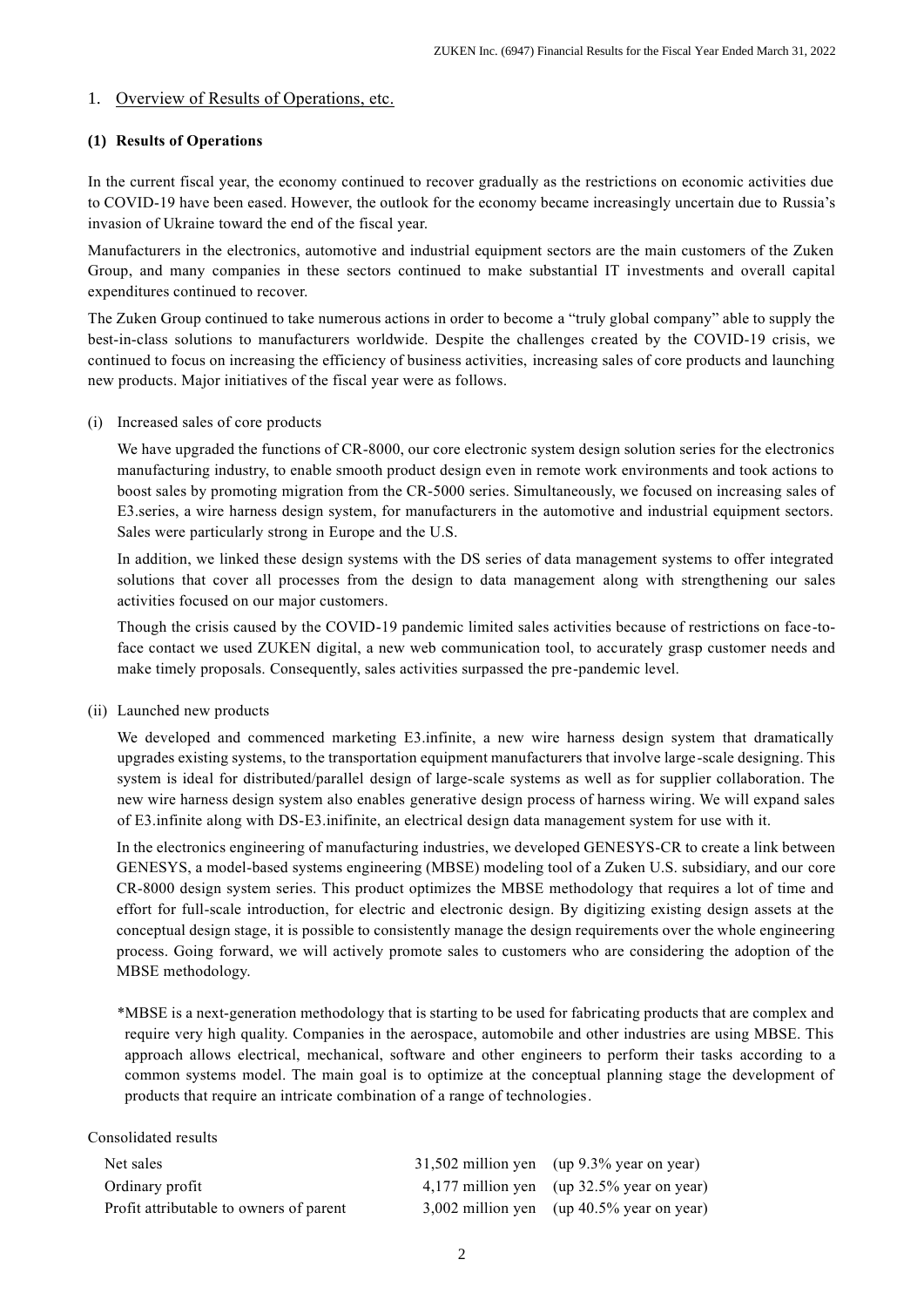## 1. Overview of Results of Operations, etc.

### (1) Results of Operations

In the current fiscal year, the economy continued to recover gradually as the restrictions on economic activities due to COVID-19 have been eased. However, the outlook for the economy became increasingly uncertain due to Russia's invasion of Ukraine toward the end of the fiscal year.

Manufacturers in the electronics, automotive and industrial equipment sectors are the main customers of the Zuken Group, and many companies in these sectors continued to make substantial IT investments and overall capital expenditures continued to recover.

The Zuken Group continued to take numerous actions in order to become a "truly global company" able to supply the best-in-class solutions to manufacturers worldwide. Despite the challenges created by the COVID-19 crisis, we continued to focus on increasing the efficiency of business activities, increasing sales of core products and launching new products. Major initiatives of the fiscal year were as follows.

(i) Increased sales of core products

We have upgraded the functions of CR-8000, our core electronic system design solution series for the electronics manufacturing industry, to enable smooth product design even in remote work environments and took actions to boost sales by promoting migration from the CR-5000 series. Simultaneously, we focused on increasing sales of E3.series, a wire harness design system, for manufacturers in the automotive and industrial equipment sectors. Sales were particularly strong in Europe and the U.S.

In addition, we linked these design systems with the DS series of data management systems to offer integrated solutions that cover all processes from the design to data management along with strengthening our sales activities focused on our major customers.

Though the crisis caused by the COVID-19 pandemic limited sales activities because of restrictions on face-to-face contact we used ZUKEN digital, a new web communication tool, to accurately grasp customer needs and make timely proposals. Consequently, sales activities surpassed the pre-pandemic level.

(ii) Launched new products

We developed and commenced marketing E3.infinite, a new wire harness design system that dramatically upgrades existing systems, to the transportation equipment manufacturers that involve large-scale designing. This system is ideal for distributed/parallel design of large-scale systems as well as for supplier collaboration. The new wire harness design system also enables generative design process of harness wiring. We will expand sales of E3.infinite along with DS-E3.inifinite, an electrical design data management system for use with it.

In the electronics engineering of manufacturing industries, we developed GENESYS-CR to create a link between GENESYS, a model-based systems engineering (MBSE) modeling tool of a Zuken U.S. subsidiary, and our core CR-8000 design system series. This product optimizes the MBSE methodology that requires a lot of time and effort for full-scale introduction, for electric and electronic design. By digitizing existing design assets at the conceptual design stage, it is possible to consistently manage the design requirements over the whole engineering process. Going forward, we will actively promote sales to customers who are considering the adoption of the MBSE methodology.

*MBSE is a next-generation methodology that is starting to be used for fabricating products that are complex and require very high quality. Companies in the aerospace, automobile and other industries are using MBSE. This approach allows electrical, mechanical, software and other engineers to perform their tasks according to a common systems model. The main goal is to optimize at the conceptual planning stage the development of products that require an intricate combination of a range of technologies.

Consolidated results

| | | |
|---|---|---|
| Net sales | 31,502 million yen | (up 9.3% year on year) |
| Ordinary profit | 4,177 million yen | (up 32.5% year on year) |
| Profit attributable to owners of parent | 3,002 million yen | (up 40.5% year on year) |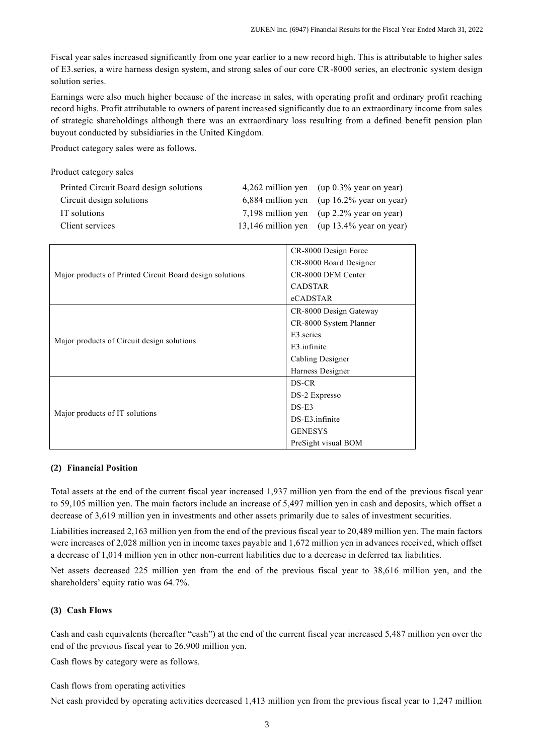Fiscal year sales increased significantly from one year earlier to a new record high. This is attributable to higher sales of E3.series, a wire harness design system, and strong sales of our core CR-8000 series, an electronic system design solution series.

Earnings were also much higher because of the increase in sales, with operating profit and ordinary profit reaching record highs. Profit attributable to owners of parent increased significantly due to an extraordinary income from sales of strategic shareholdings although there was an extraordinary loss resulting from a defined benefit pension plan buyout conducted by subsidiaries in the United Kingdom.

Product category sales were as follows.

Product category sales

| | | |
|---|---|---|
| Printed Circuit Board design solutions | 4,262 million yen | (up 0.3% year on year) |
| Circuit design solutions | 6,884 million yen | (up 16.2% year on year) |
| IT solutions | 7,198 million yen | (up 2.2% year on year) |
| Client services | 13,146 million yen | (up 13.4% year on year) |

| | |
|---|---|
| Major products of Printed Circuit Board design solutions | CR-8000 Design Force<br>CR-8000 Board Designer<br>CR-8000 DFM Center<br>CADSTAR<br>eCADSTAR |
| Major products of Circuit design solutions | CR-8000 Design Gateway<br>CR-8000 System Planner<br>E3.series<br>E3.infinite<br>Cabling Designer<br>Harness Designer |
| Major products of IT solutions | DS-CR<br>DS-2 Expresso<br>DS-E3<br>DS-E3.infinite<br>GENESYS<br>PreSight visual BOM |

### (2) Financial Position

Total assets at the end of the current fiscal year increased 1,937 million yen from the end of the previous fiscal year to 59,105 million yen. The main factors include an increase of 5,497 million yen in cash and deposits, which offset a decrease of 3,619 million yen in investments and other assets primarily due to sales of investment securities.

Liabilities increased 2,163 million yen from the end of the previous fiscal year to 20,489 million yen. The main factors were increases of 2,028 million yen in income taxes payable and 1,672 million yen in advances received, which offset a decrease of 1,014 million yen in other non-current liabilities due to a decrease in deferred tax liabilities.

Net assets decreased 225 million yen from the end of the previous fiscal year to 38,616 million yen, and the shareholders' equity ratio was 64.7%.

### (3) Cash Flows

Cash and cash equivalents (hereafter "cash") at the end of the current fiscal year increased 5,487 million yen over the end of the previous fiscal year to 26,900 million yen.

Cash flows by category were as follows.

Cash flows from operating activities

Net cash provided by operating activities decreased 1,413 million yen from the previous fiscal year to 1,247 million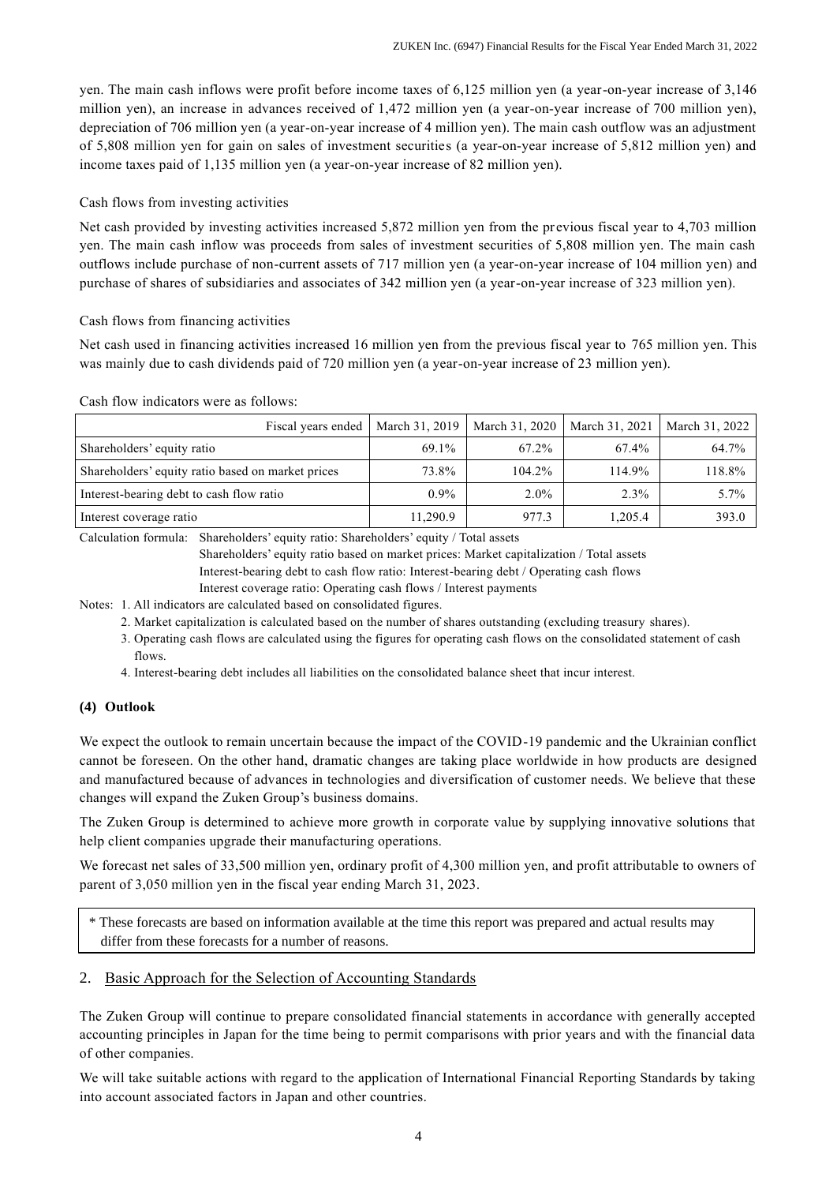yen. The main cash inflows were profit before income taxes of 6,125 million yen (a year-on-year increase of 3,146 million yen), an increase in advances received of 1,472 million yen (a year-on-year increase of 700 million yen), depreciation of 706 million yen (a year-on-year increase of 4 million yen). The main cash outflow was an adjustment of 5,808 million yen for gain on sales of investment securities (a year-on-year increase of 5,812 million yen) and income taxes paid of 1,135 million yen (a year-on-year increase of 82 million yen).

Cash flows from investing activities

Net cash provided by investing activities increased 5,872 million yen from the previous fiscal year to 4,703 million yen. The main cash inflow was proceeds from sales of investment securities of 5,808 million yen. The main cash outflows include purchase of non-current assets of 717 million yen (a year-on-year increase of 104 million yen) and purchase of shares of subsidiaries and associates of 342 million yen (a year-on-year increase of 323 million yen).

Cash flows from financing activities

Net cash used in financing activities increased 16 million yen from the previous fiscal year to 765 million yen. This was mainly due to cash dividends paid of 720 million yen (a year-on-year increase of 23 million yen).

Cash flow indicators were as follows:

| Fiscal years ended | March 31, 2019 | March 31, 2020 | March 31, 2021 | March 31, 2022 |
|---|---|---|---|---|
| Shareholders' equity ratio | 69.1% | 67.2% | 67.4% | 64.7% |
| Shareholders' equity ratio based on market prices | 73.8% | 104.2% | 114.9% | 118.8% |
| Interest-bearing debt to cash flow ratio | 0.9% | 2.0% | 2.3% | 5.7% |
| Interest coverage ratio | 11,290.9 | 977.3 | 1,205.4 | 393.0 |

Calculation formula: Shareholders' equity ratio: Shareholders' equity / Total assets
Shareholders' equity ratio based on market prices: Market capitalization / Total assets
Interest-bearing debt to cash flow ratio: Interest-bearing debt / Operating cash flows
Interest coverage ratio: Operating cash flows / Interest payments

Notes: 1. All indicators are calculated based on consolidated figures.
2. Market capitalization is calculated based on the number of shares outstanding (excluding treasury shares).
3. Operating cash flows are calculated using the figures for operating cash flows on the consolidated statement of cash flows.
4. Interest-bearing debt includes all liabilities on the consolidated balance sheet that incur interest.

**(4) Outlook**

We expect the outlook to remain uncertain because the impact of the COVID-19 pandemic and the Ukrainian conflict cannot be foreseen. On the other hand, dramatic changes are taking place worldwide in how products are designed and manufactured because of advances in technologies and diversification of customer needs. We believe that these changes will expand the Zuken Group's business domains.

The Zuken Group is determined to achieve more growth in corporate value by supplying innovative solutions that help client companies upgrade their manufacturing operations.

We forecast net sales of 33,500 million yen, ordinary profit of 4,300 million yen, and profit attributable to owners of parent of 3,050 million yen in the fiscal year ending March 31, 2023.

\* These forecasts are based on information available at the time this report was prepared and actual results may differ from these forecasts for a number of reasons.

## 2. Basic Approach for the Selection of Accounting Standards

The Zuken Group will continue to prepare consolidated financial statements in accordance with generally accepted accounting principles in Japan for the time being to permit comparisons with prior years and with the financial data of other companies.

We will take suitable actions with regard to the application of International Financial Reporting Standards by taking into account associated factors in Japan and other countries.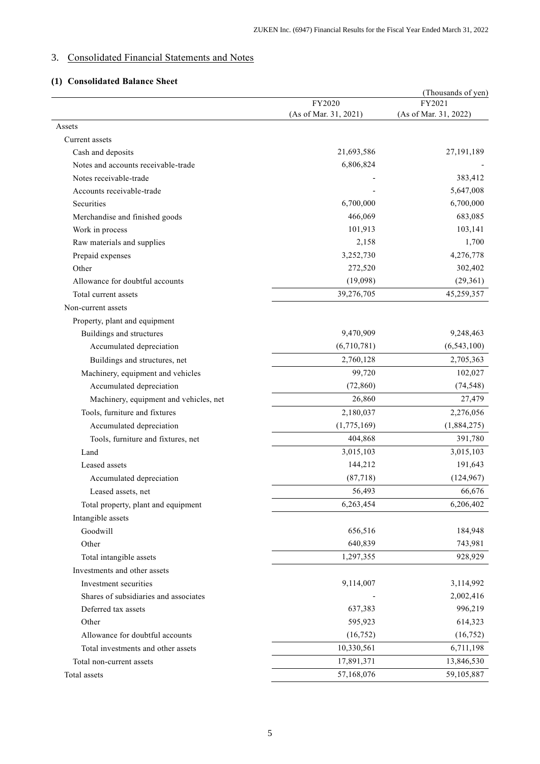## 3. Consolidated Financial Statements and Notes

### (1) Consolidated Balance Sheet

(Thousands of yen)

| | FY2020 (As of Mar. 31, 2021) | FY2021 (As of Mar. 31, 2022) |
|---|---|---|
| Assets | | |
| Current assets | | |
| Cash and deposits | 21,693,586 | 27,191,189 |
| Notes and accounts receivable-trade | 6,806,824 | - |
| Notes receivable-trade | - | 383,412 |
| Accounts receivable-trade | - | 5,647,008 |
| Securities | 6,700,000 | 6,700,000 |
| Merchandise and finished goods | 466,069 | 683,085 |
| Work in process | 101,913 | 103,141 |
| Raw materials and supplies | 2,158 | 1,700 |
| Prepaid expenses | 3,252,730 | 4,276,778 |
| Other | 272,520 | 302,402 |
| Allowance for doubtful accounts | (19,098) | (29,361) |
| Total current assets | 39,276,705 | 45,259,357 |
| Non-current assets | | |
| Property, plant and equipment | | |
| Buildings and structures | 9,470,909 | 9,248,463 |
| Accumulated depreciation | (6,710,781) | (6,543,100) |
| Buildings and structures, net | 2,760,128 | 2,705,363 |
| Machinery, equipment and vehicles | 99,720 | 102,027 |
| Accumulated depreciation | (72,860) | (74,548) |
| Machinery, equipment and vehicles, net | 26,860 | 27,479 |
| Tools, furniture and fixtures | 2,180,037 | 2,276,056 |
| Accumulated depreciation | (1,775,169) | (1,884,275) |
| Tools, furniture and fixtures, net | 404,868 | 391,780 |
| Land | 3,015,103 | 3,015,103 |
| Leased assets | 144,212 | 191,643 |
| Accumulated depreciation | (87,718) | (124,967) |
| Leased assets, net | 56,493 | 66,676 |
| Total property, plant and equipment | 6,263,454 | 6,206,402 |
| Intangible assets | | |
| Goodwill | 656,516 | 184,948 |
| Other | 640,839 | 743,981 |
| Total intangible assets | 1,297,355 | 928,929 |
| Investments and other assets | | |
| Investment securities | 9,114,007 | 3,114,992 |
| Shares of subsidiaries and associates | - | 2,002,416 |
| Deferred tax assets | 637,383 | 996,219 |
| Other | 595,923 | 614,323 |
| Allowance for doubtful accounts | (16,752) | (16,752) |
| Total investments and other assets | 10,330,561 | 6,711,198 |
| Total non-current assets | 17,891,371 | 13,846,530 |
| Total assets | 57,168,076 | 59,105,887 |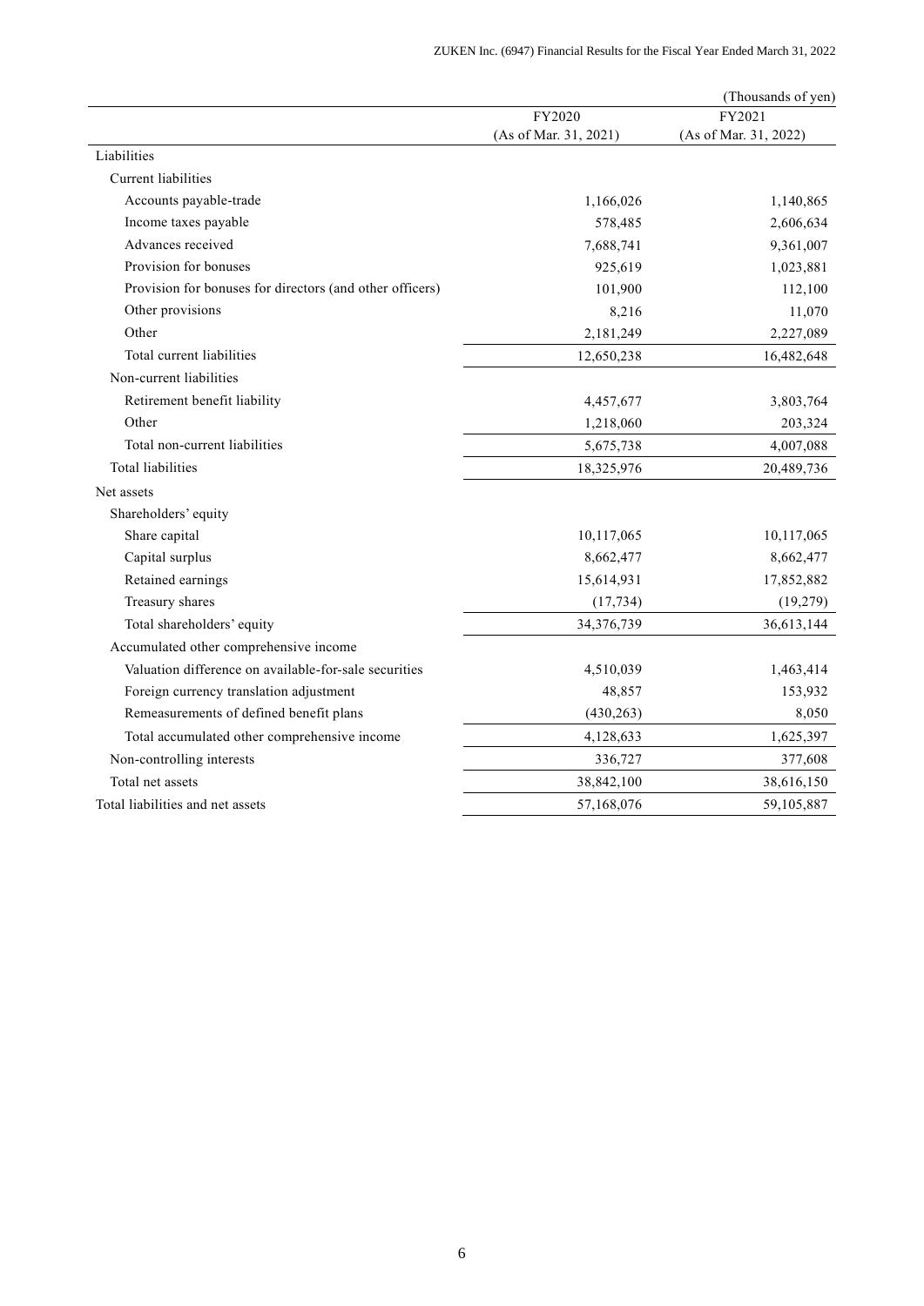(Thousands of yen)

| | FY2020 (As of Mar. 31, 2021) | FY2021 (As of Mar. 31, 2022) |
|---|---|---|
| Liabilities | | |
| Current liabilities | | |
| Accounts payable-trade | 1,166,026 | 1,140,865 |
| Income taxes payable | 578,485 | 2,606,634 |
| Advances received | 7,688,741 | 9,361,007 |
| Provision for bonuses | 925,619 | 1,023,881 |
| Provision for bonuses for directors (and other officers) | 101,900 | 112,100 |
| Other provisions | 8,216 | 11,070 |
| Other | 2,181,249 | 2,227,089 |
| Total current liabilities | 12,650,238 | 16,482,648 |
| Non-current liabilities | | |
| Retirement benefit liability | 4,457,677 | 3,803,764 |
| Other | 1,218,060 | 203,324 |
| Total non-current liabilities | 5,675,738 | 4,007,088 |
| Total liabilities | 18,325,976 | 20,489,736 |
| Net assets | | |
| Shareholders' equity | | |
| Share capital | 10,117,065 | 10,117,065 |
| Capital surplus | 8,662,477 | 8,662,477 |
| Retained earnings | 15,614,931 | 17,852,882 |
| Treasury shares | (17,734) | (19,279) |
| Total shareholders' equity | 34,376,739 | 36,613,144 |
| Accumulated other comprehensive income | | |
| Valuation difference on available-for-sale securities | 4,510,039 | 1,463,414 |
| Foreign currency translation adjustment | 48,857 | 153,932 |
| Remeasurements of defined benefit plans | (430,263) | 8,050 |
| Total accumulated other comprehensive income | 4,128,633 | 1,625,397 |
| Non-controlling interests | 336,727 | 377,608 |
| Total net assets | 38,842,100 | 38,616,150 |
| Total liabilities and net assets | 57,168,076 | 59,105,887 |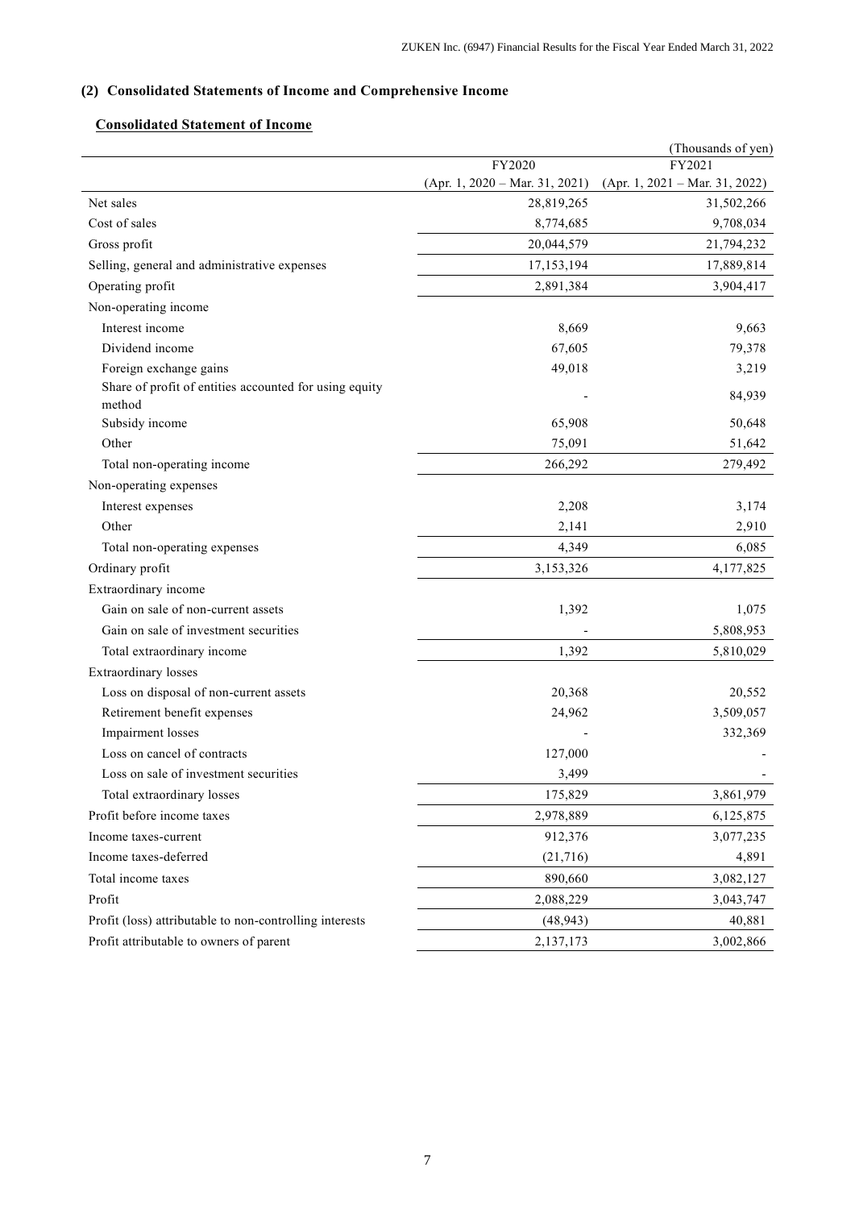## (2) Consolidated Statements of Income and Comprehensive Income

### Consolidated Statement of Income

(Thousands of yen)

| | FY2020 (Apr. 1, 2020 – Mar. 31, 2021) | FY2021 (Apr. 1, 2021 – Mar. 31, 2022) |
|---|---|---|
| Net sales | 28,819,265 | 31,502,266 |
| Cost of sales | 8,774,685 | 9,708,034 |
| Gross profit | 20,044,579 | 21,794,232 |
| Selling, general and administrative expenses | 17,153,194 | 17,889,814 |
| Operating profit | 2,891,384 | 3,904,417 |
| Non-operating income | | |
| Interest income | 8,669 | 9,663 |
| Dividend income | 67,605 | 79,378 |
| Foreign exchange gains | 49,018 | 3,219 |
| Share of profit of entities accounted for using equity method | - | 84,939 |
| Subsidy income | 65,908 | 50,648 |
| Other | 75,091 | 51,642 |
| Total non-operating income | 266,292 | 279,492 |
| Non-operating expenses | | |
| Interest expenses | 2,208 | 3,174 |
| Other | 2,141 | 2,910 |
| Total non-operating expenses | 4,349 | 6,085 |
| Ordinary profit | 3,153,326 | 4,177,825 |
| Extraordinary income | | |
| Gain on sale of non-current assets | 1,392 | 1,075 |
| Gain on sale of investment securities | - | 5,808,953 |
| Total extraordinary income | 1,392 | 5,810,029 |
| Extraordinary losses | | |
| Loss on disposal of non-current assets | 20,368 | 20,552 |
| Retirement benefit expenses | 24,962 | 3,509,057 |
| Impairment losses | - | 332,369 |
| Loss on cancel of contracts | 127,000 | - |
| Loss on sale of investment securities | 3,499 | - |
| Total extraordinary losses | 175,829 | 3,861,979 |
| Profit before income taxes | 2,978,889 | 6,125,875 |
| Income taxes-current | 912,376 | 3,077,235 |
| Income taxes-deferred | (21,716) | 4,891 |
| Total income taxes | 890,660 | 3,082,127 |
| Profit | 2,088,229 | 3,043,747 |
| Profit (loss) attributable to non-controlling interests | (48,943) | 40,881 |
| Profit attributable to owners of parent | 2,137,173 | 3,002,866 |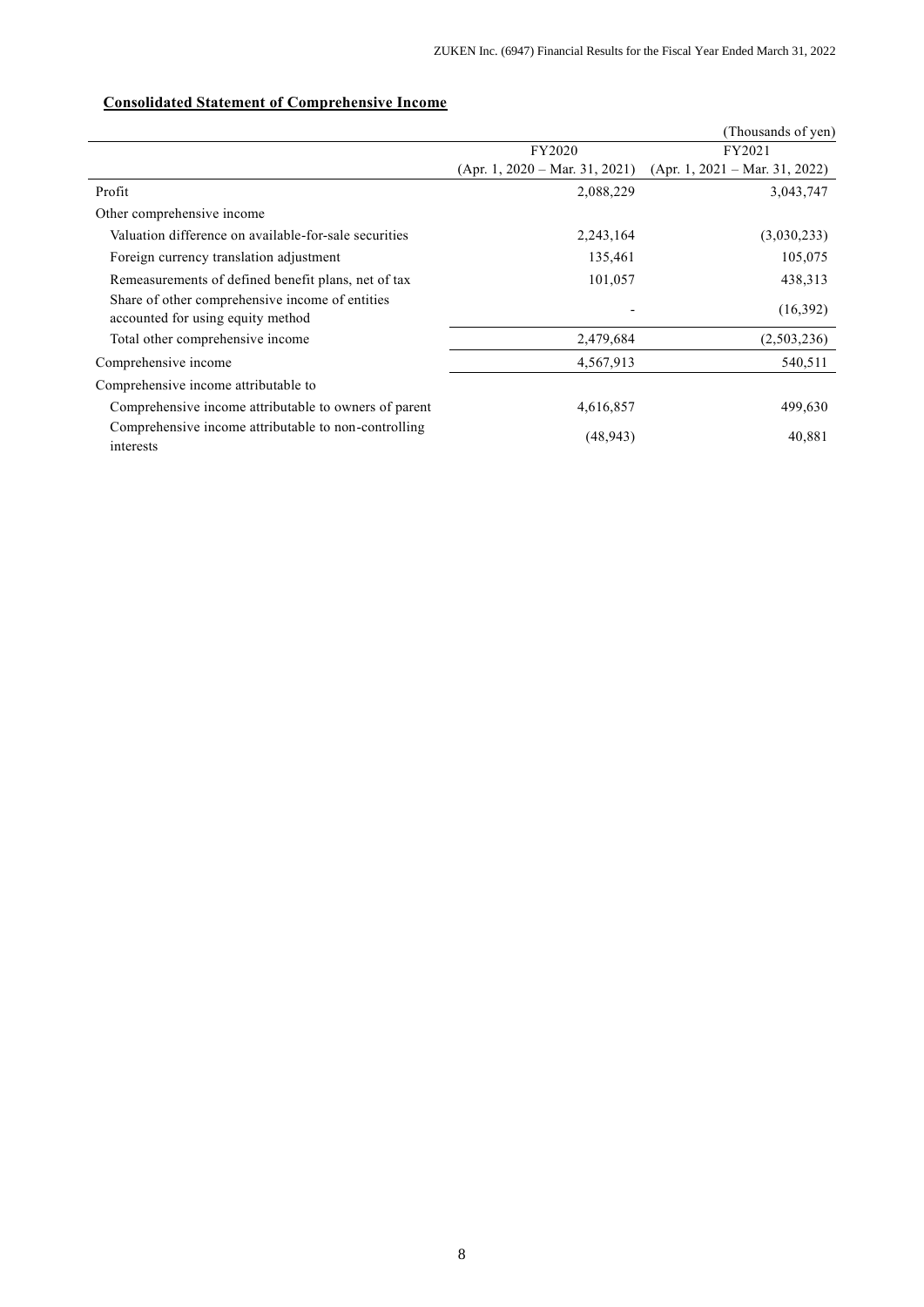## Consolidated Statement of Comprehensive Income

(Thousands of yen)

| | FY2020<br>(Apr. 1, 2020 – Mar. 31, 2021) | FY2021<br>(Apr. 1, 2021 – Mar. 31, 2022) |
|---|---|---|
| Profit | 2,088,229 | 3,043,747 |
| Other comprehensive income | | |
| Valuation difference on available-for-sale securities | 2,243,164 | (3,030,233) |
| Foreign currency translation adjustment | 135,461 | 105,075 |
| Remeasurements of defined benefit plans, net of tax | 101,057 | 438,313 |
| Share of other comprehensive income of entities accounted for using equity method | - | (16,392) |
| Total other comprehensive income | 2,479,684 | (2,503,236) |
| Comprehensive income | 4,567,913 | 540,511 |
| Comprehensive income attributable to | | |
| Comprehensive income attributable to owners of parent | 4,616,857 | 499,630 |
| Comprehensive income attributable to non-controlling interests | (48,943) | 40,881 |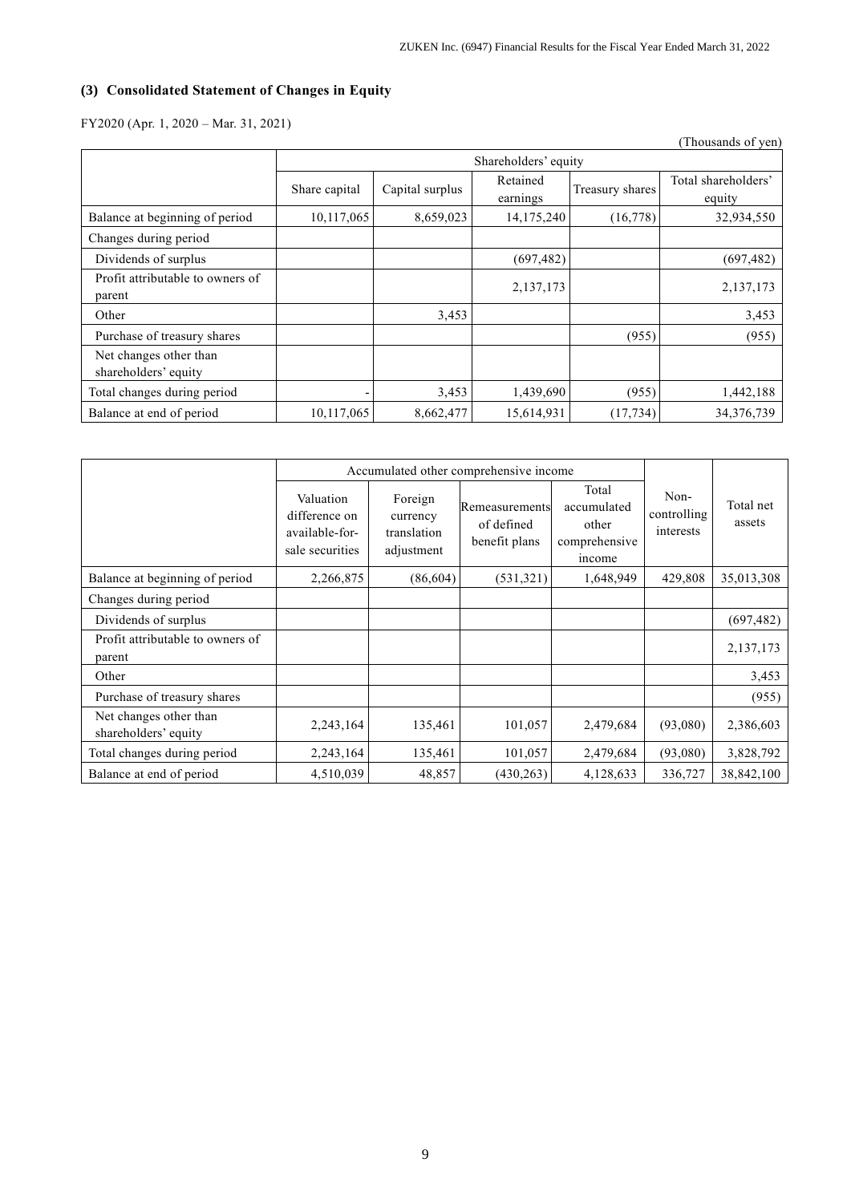### (3) Consolidated Statement of Changes in Equity

FY2020 (Apr. 1, 2020 – Mar. 31, 2021)

(Thousands of yen)

| | Shareholders' equity | | | | |
|---|---|---|---|---|---|
| | Share capital | Capital surplus | Retained earnings | Treasury shares | Total shareholders' equity |
| Balance at beginning of period | 10,117,065 | 8,659,023 | 14,175,240 | (16,778) | 32,934,550 |
| Changes during period | | | | | |
| Dividends of surplus | | | (697,482) | | (697,482) |
| Profit attributable to owners of parent | | | 2,137,173 | | 2,137,173 |
| Other | | 3,453 | | | 3,453 |
| Purchase of treasury shares | | | | (955) | (955) |
| Net changes other than shareholders' equity | | | | | |
| Total changes during period | - | 3,453 | 1,439,690 | (955) | 1,442,188 |
| Balance at end of period | 10,117,065 | 8,662,477 | 15,614,931 | (17,734) | 34,376,739 |

| | Accumulated other comprehensive income | | | | Non-controlling interests | Total net assets |
|---|---|---|---|---|---|---|
| | Valuation difference on available-for-sale securities | Foreign currency translation adjustment | Remeasurements of defined benefit plans | Total accumulated other comprehensive income | | |
| Balance at beginning of period | 2,266,875 | (86,604) | (531,321) | 1,648,949 | 429,808 | 35,013,308 |
| Changes during period | | | | | | |
| Dividends of surplus | | | | | | (697,482) |
| Profit attributable to owners of parent | | | | | | 2,137,173 |
| Other | | | | | | 3,453 |
| Purchase of treasury shares | | | | | | (955) |
| Net changes other than shareholders' equity | 2,243,164 | 135,461 | 101,057 | 2,479,684 | (93,080) | 2,386,603 |
| Total changes during period | 2,243,164 | 135,461 | 101,057 | 2,479,684 | (93,080) | 3,828,792 |
| Balance at end of period | 4,510,039 | 48,857 | (430,263) | 4,128,633 | 336,727 | 38,842,100 |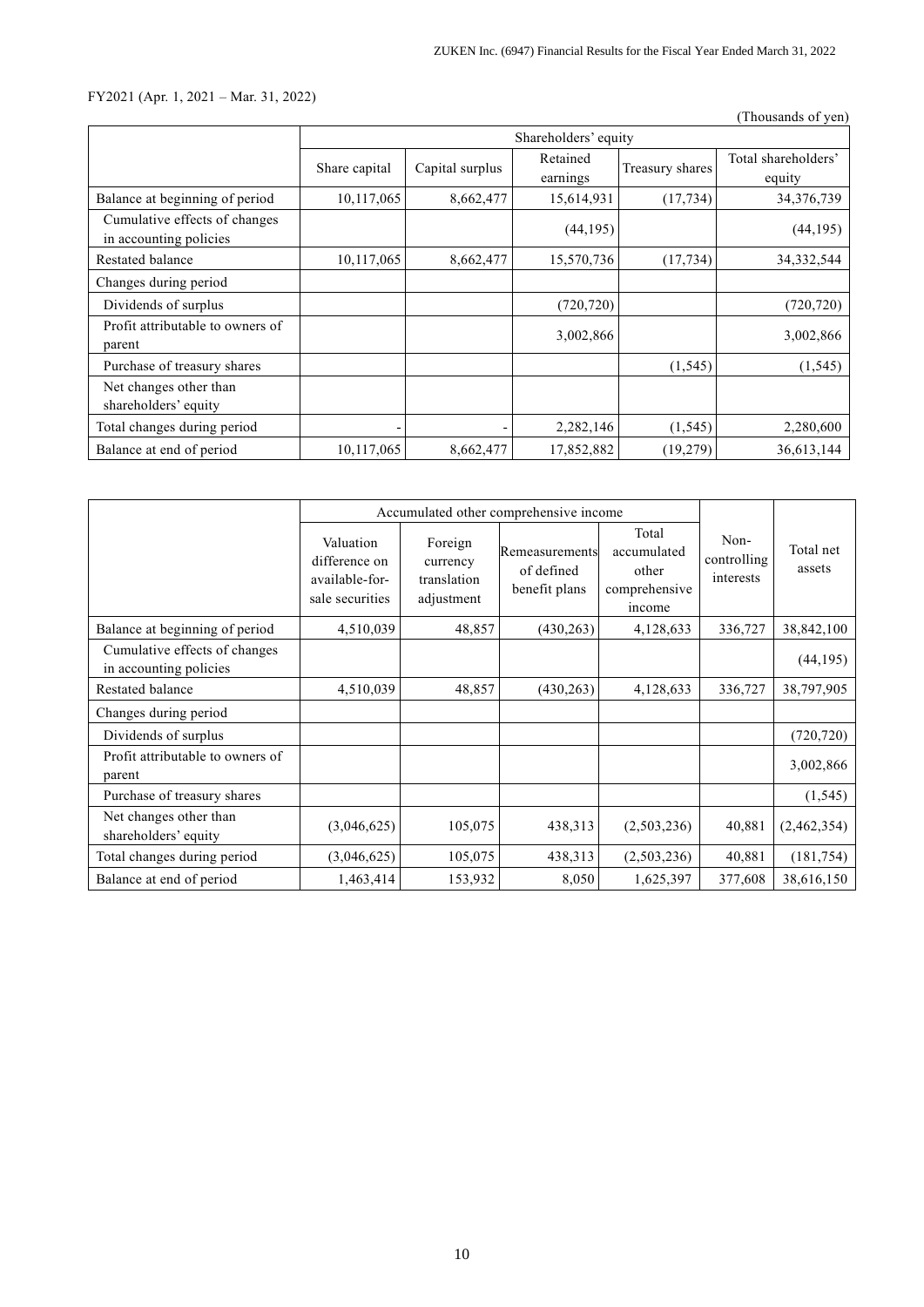FY2021 (Apr. 1, 2021 – Mar. 31, 2022)

(Thousands of yen)

| | Shareholders' equity | | | | |
|---|---|---|---|---|---|
| | Share capital | Capital surplus | Retained earnings | Treasury shares | Total shareholders' equity |
| Balance at beginning of period | 10,117,065 | 8,662,477 | 15,614,931 | (17,734) | 34,376,739 |
| Cumulative effects of changes in accounting policies | | | (44,195) | | (44,195) |
| Restated balance | 10,117,065 | 8,662,477 | 15,570,736 | (17,734) | 34,332,544 |
| Changes during period | | | | | |
| Dividends of surplus | | | (720,720) | | (720,720) |
| Profit attributable to owners of parent | | | 3,002,866 | | 3,002,866 |
| Purchase of treasury shares | | | | (1,545) | (1,545) |
| Net changes other than shareholders' equity | | | | | |
| Total changes during period | - | - | 2,282,146 | (1,545) | 2,280,600 |
| Balance at end of period | 10,117,065 | 8,662,477 | 17,852,882 | (19,279) | 36,613,144 |

| | Accumulated other comprehensive income | | | | Non-controlling interests | Total net assets |
|---|---|---|---|---|---|---|
| | Valuation difference on available-for-sale securities | Foreign currency translation adjustment | Remeasurements of defined benefit plans | Total accumulated other comprehensive income | | |
| Balance at beginning of period | 4,510,039 | 48,857 | (430,263) | 4,128,633 | 336,727 | 38,842,100 |
| Cumulative effects of changes in accounting policies | | | | | | (44,195) |
| Restated balance | 4,510,039 | 48,857 | (430,263) | 4,128,633 | 336,727 | 38,797,905 |
| Changes during period | | | | | | |
| Dividends of surplus | | | | | | (720,720) |
| Profit attributable to owners of parent | | | | | | 3,002,866 |
| Purchase of treasury shares | | | | | | (1,545) |
| Net changes other than shareholders' equity | (3,046,625) | 105,075 | 438,313 | (2,503,236) | 40,881 | (2,462,354) |
| Total changes during period | (3,046,625) | 105,075 | 438,313 | (2,503,236) | 40,881 | (181,754) |
| Balance at end of period | 1,463,414 | 153,932 | 8,050 | 1,625,397 | 377,608 | 38,616,150 |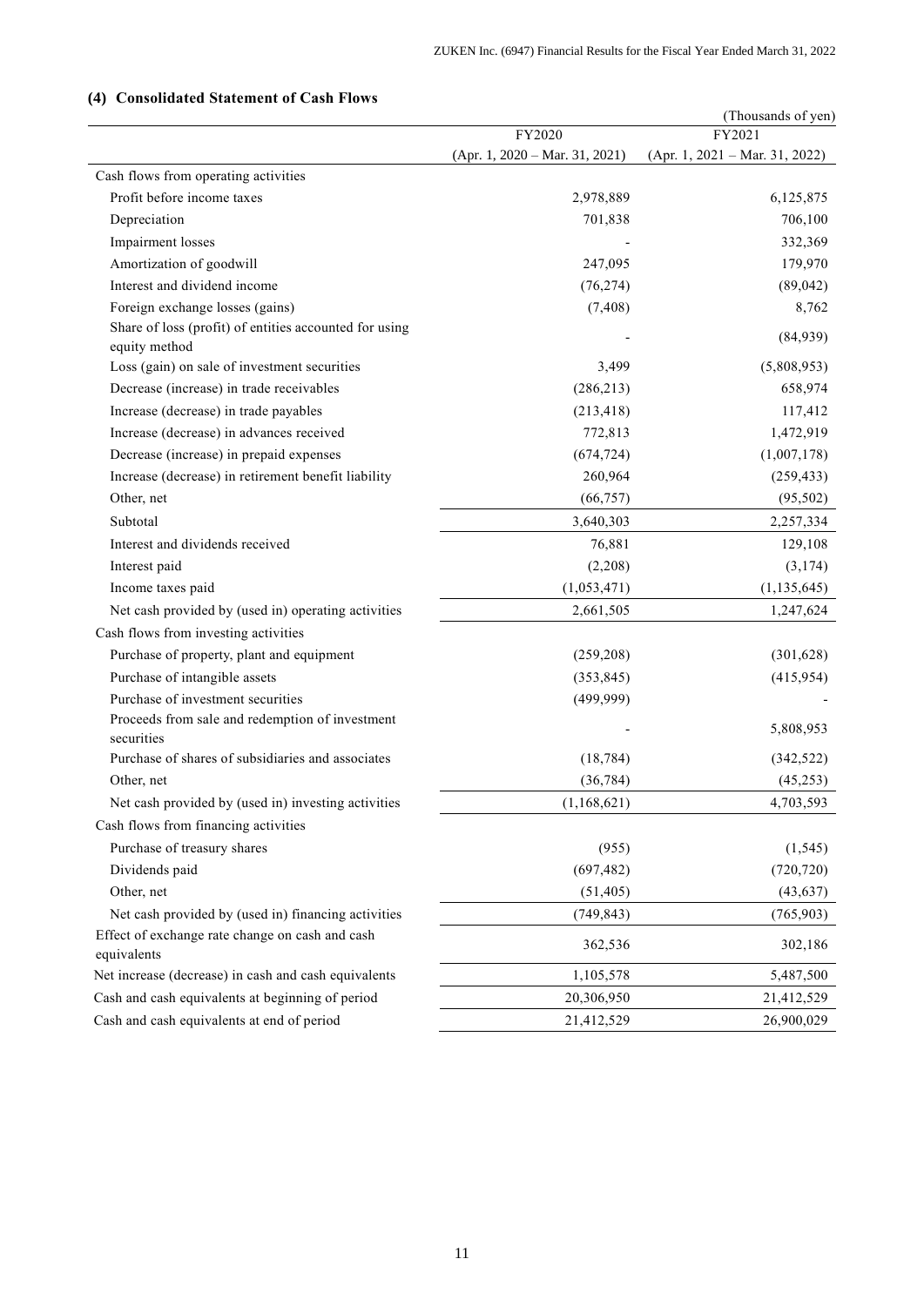### (4) Consolidated Statement of Cash Flows

(Thousands of yen)

| | FY2020 (Apr. 1, 2020 – Mar. 31, 2021) | FY2021 (Apr. 1, 2021 – Mar. 31, 2022) |
|---|---|---|
| Cash flows from operating activities | | |
| Profit before income taxes | 2,978,889 | 6,125,875 |
| Depreciation | 701,838 | 706,100 |
| Impairment losses | - | 332,369 |
| Amortization of goodwill | 247,095 | 179,970 |
| Interest and dividend income | (76,274) | (89,042) |
| Foreign exchange losses (gains) | (7,408) | 8,762 |
| Share of loss (profit) of entities accounted for using equity method | - | (84,939) |
| Loss (gain) on sale of investment securities | 3,499 | (5,808,953) |
| Decrease (increase) in trade receivables | (286,213) | 658,974 |
| Increase (decrease) in trade payables | (213,418) | 117,412 |
| Increase (decrease) in advances received | 772,813 | 1,472,919 |
| Decrease (increase) in prepaid expenses | (674,724) | (1,007,178) |
| Increase (decrease) in retirement benefit liability | 260,964 | (259,433) |
| Other, net | (66,757) | (95,502) |
| Subtotal | 3,640,303 | 2,257,334 |
| Interest and dividends received | 76,881 | 129,108 |
| Interest paid | (2,208) | (3,174) |
| Income taxes paid | (1,053,471) | (1,135,645) |
| Net cash provided by (used in) operating activities | 2,661,505 | 1,247,624 |
| Cash flows from investing activities | | |
| Purchase of property, plant and equipment | (259,208) | (301,628) |
| Purchase of intangible assets | (353,845) | (415,954) |
| Purchase of investment securities | (499,999) | - |
| Proceeds from sale and redemption of investment securities | - | 5,808,953 |
| Purchase of shares of subsidiaries and associates | (18,784) | (342,522) |
| Other, net | (36,784) | (45,253) |
| Net cash provided by (used in) investing activities | (1,168,621) | 4,703,593 |
| Cash flows from financing activities | | |
| Purchase of treasury shares | (955) | (1,545) |
| Dividends paid | (697,482) | (720,720) |
| Other, net | (51,405) | (43,637) |
| Net cash provided by (used in) financing activities | (749,843) | (765,903) |
| Effect of exchange rate change on cash and cash equivalents | 362,536 | 302,186 |
| Net increase (decrease) in cash and cash equivalents | 1,105,578 | 5,487,500 |
| Cash and cash equivalents at beginning of period | 20,306,950 | 21,412,529 |
| Cash and cash equivalents at end of period | 21,412,529 | 26,900,029 |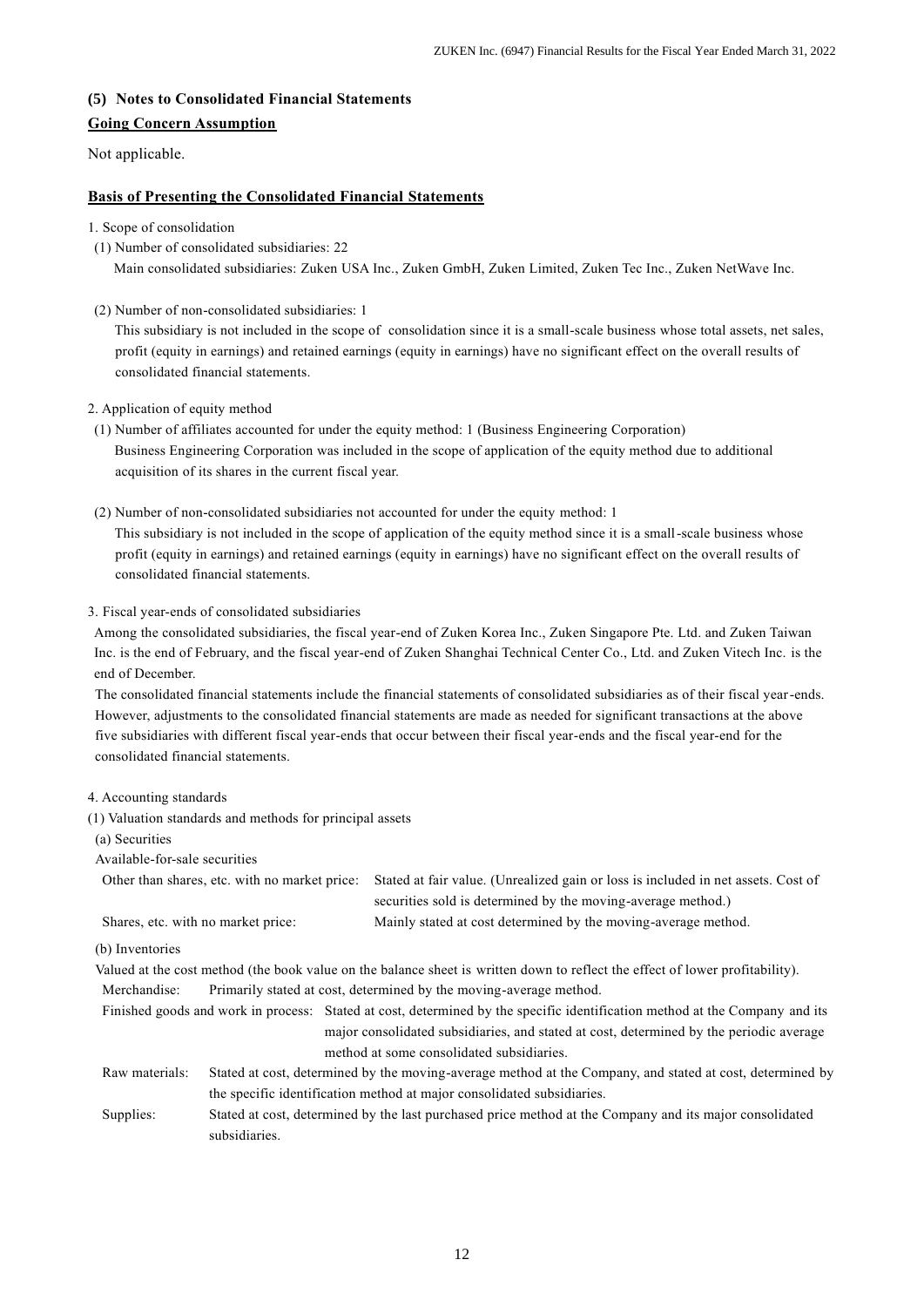### (5) Notes to Consolidated Financial Statements

**Going Concern Assumption**

Not applicable.

**Basis of Presenting the Consolidated Financial Statements**

1. Scope of consolidation

(1) Number of consolidated subsidiaries: 22

Main consolidated subsidiaries: Zuken USA Inc., Zuken GmbH, Zuken Limited, Zuken Tec Inc., Zuken NetWave Inc.

(2) Number of non-consolidated subsidiaries: 1

This subsidiary is not included in the scope of consolidation since it is a small-scale business whose total assets, net sales, profit (equity in earnings) and retained earnings (equity in earnings) have no significant effect on the overall results of consolidated financial statements.

2. Application of equity method

(1) Number of affiliates accounted for under the equity method: 1 (Business Engineering Corporation)

Business Engineering Corporation was included in the scope of application of the equity method due to additional acquisition of its shares in the current fiscal year.

(2) Number of non-consolidated subsidiaries not accounted for under the equity method: 1

This subsidiary is not included in the scope of application of the equity method since it is a small-scale business whose profit (equity in earnings) and retained earnings (equity in earnings) have no significant effect on the overall results of consolidated financial statements.

3. Fiscal year-ends of consolidated subsidiaries

Among the consolidated subsidiaries, the fiscal year-end of Zuken Korea Inc., Zuken Singapore Pte. Ltd. and Zuken Taiwan Inc. is the end of February, and the fiscal year-end of Zuken Shanghai Technical Center Co., Ltd. and Zuken Vitech Inc. is the end of December.

The consolidated financial statements include the financial statements of consolidated subsidiaries as of their fiscal year-ends. However, adjustments to the consolidated financial statements are made as needed for significant transactions at the above five subsidiaries with different fiscal year-ends that occur between their fiscal year-ends and the fiscal year-end for the consolidated financial statements.

4. Accounting standards

(1) Valuation standards and methods for principal assets

(a) Securities

Available-for-sale securities

| | |
|---|---|
| Other than shares, etc. with no market price: | Stated at fair value. (Unrealized gain or loss is included in net assets. Cost of securities sold is determined by the moving-average method.) |
| Shares, etc. with no market price: | Mainly stated at cost determined by the moving-average method. |

(b) Inventories

Valued at the cost method (the book value on the balance sheet is written down to reflect the effect of lower profitability).

| | |
|---|---|
| Merchandise: | Primarily stated at cost, determined by the moving-average method. |
| Finished goods and work in process: | Stated at cost, determined by the specific identification method at the Company and its major consolidated subsidiaries, and stated at cost, determined by the periodic average method at some consolidated subsidiaries. |
| Raw materials: | Stated at cost, determined by the moving-average method at the Company, and stated at cost, determined by the specific identification method at major consolidated subsidiaries. |
| Supplies: | Stated at cost, determined by the last purchased price method at the Company and its major consolidated subsidiaries. |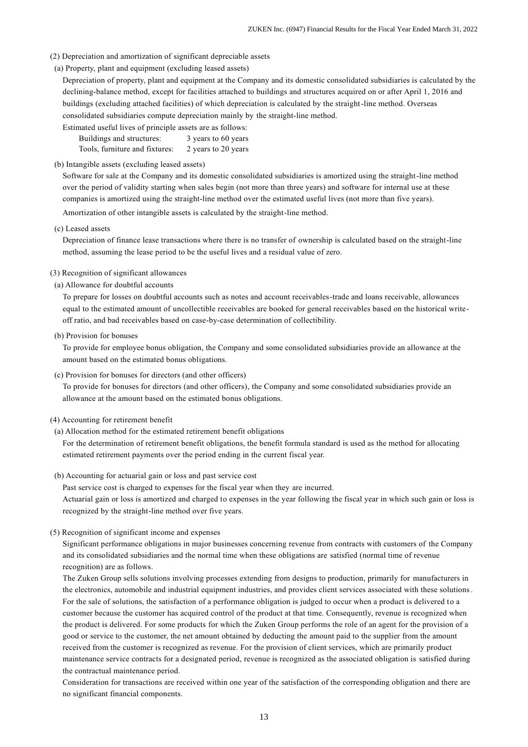(2) Depreciation and amortization of significant depreciable assets

(a) Property, plant and equipment (excluding leased assets)

Depreciation of property, plant and equipment at the Company and its domestic consolidated subsidiaries is calculated by the declining-balance method, except for facilities attached to buildings and structures acquired on or after April 1, 2016 and buildings (excluding attached facilities) of which depreciation is calculated by the straight-line method. Overseas consolidated subsidiaries compute depreciation mainly by the straight-line method.

Estimated useful lives of principle assets are as follows:

| | |
|---|---|
| Buildings and structures: | 3 years to 60 years |
| Tools, furniture and fixtures: | 2 years to 20 years |

(b) Intangible assets (excluding leased assets)

Software for sale at the Company and its domestic consolidated subsidiaries is amortized using the straight-line method over the period of validity starting when sales begin (not more than three years) and software for internal use at these companies is amortized using the straight-line method over the estimated useful lives (not more than five years).

Amortization of other intangible assets is calculated by the straight-line method.

(c) Leased assets

Depreciation of finance lease transactions where there is no transfer of ownership is calculated based on the straight-line method, assuming the lease period to be the useful lives and a residual value of zero.

(3) Recognition of significant allowances

(a) Allowance for doubtful accounts

To prepare for losses on doubtful accounts such as notes and account receivables-trade and loans receivable, allowances equal to the estimated amount of uncollectible receivables are booked for general receivables based on the historical write-off ratio, and bad receivables based on case-by-case determination of collectibility.

(b) Provision for bonuses

To provide for employee bonus obligation, the Company and some consolidated subsidiaries provide an allowance at the amount based on the estimated bonus obligations.

(c) Provision for bonuses for directors (and other officers)

To provide for bonuses for directors (and other officers), the Company and some consolidated subsidiaries provide an allowance at the amount based on the estimated bonus obligations.

(4) Accounting for retirement benefit

(a) Allocation method for the estimated retirement benefit obligations

For the determination of retirement benefit obligations, the benefit formula standard is used as the method for allocating estimated retirement payments over the period ending in the current fiscal year.

(b) Accounting for actuarial gain or loss and past service cost

Past service cost is charged to expenses for the fiscal year when they are incurred.

Actuarial gain or loss is amortized and charged to expenses in the year following the fiscal year in which such gain or loss is recognized by the straight-line method over five years.

(5) Recognition of significant income and expenses

Significant performance obligations in major businesses concerning revenue from contracts with customers of the Company and its consolidated subsidiaries and the normal time when these obligations are satisfied (normal time of revenue recognition) are as follows.

The Zuken Group sells solutions involving processes extending from designs to production, primarily for manufacturers in the electronics, automobile and industrial equipment industries, and provides client services associated with these solutions. For the sale of solutions, the satisfaction of a performance obligation is judged to occur when a product is delivered to a customer because the customer has acquired control of the product at that time. Consequently, revenue is recognized when the product is delivered. For some products for which the Zuken Group performs the role of an agent for the provision of a good or service to the customer, the net amount obtained by deducting the amount paid to the supplier from the amount received from the customer is recognized as revenue. For the provision of client services, which are primarily product maintenance service contracts for a designated period, revenue is recognized as the associated obligation is satisfied during the contractual maintenance period.

Consideration for transactions are received within one year of the satisfaction of the corresponding obligation and there are no significant financial components.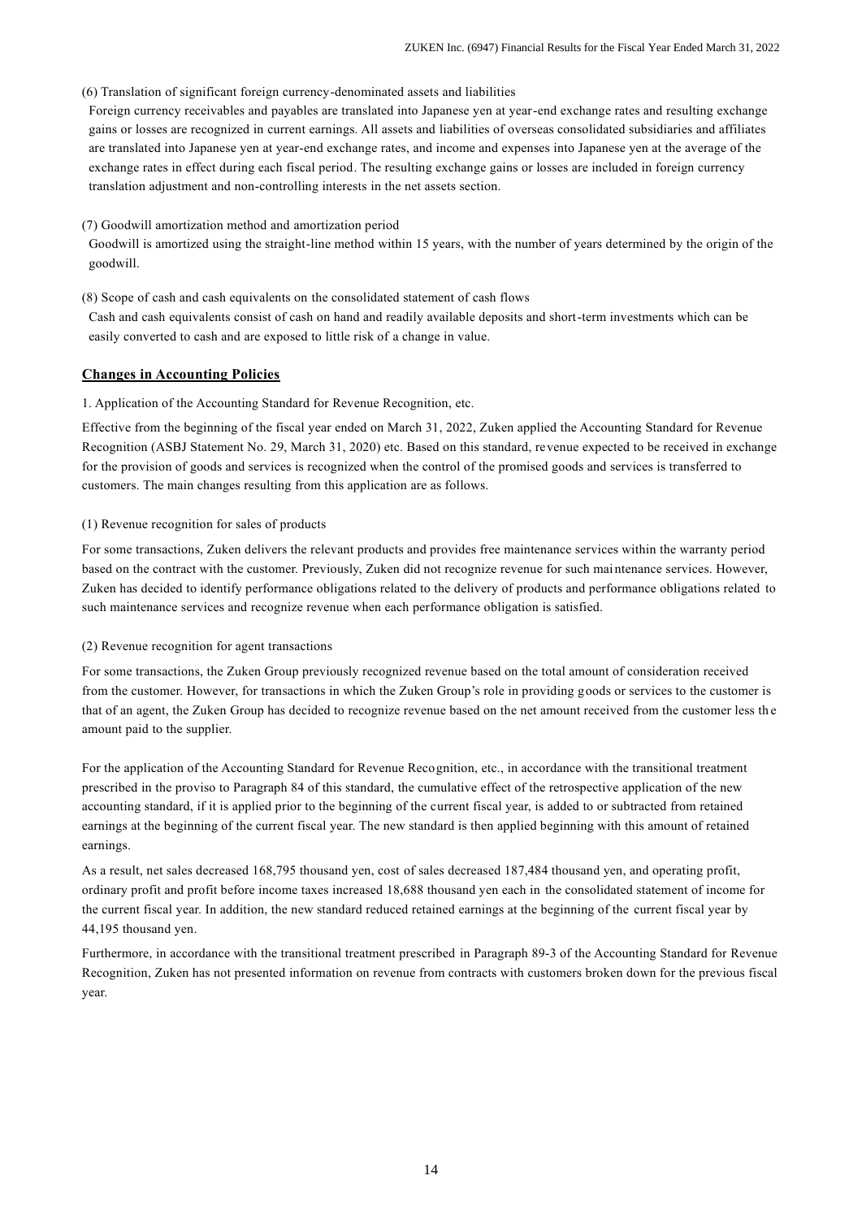(6) Translation of significant foreign currency-denominated assets and liabilities

Foreign currency receivables and payables are translated into Japanese yen at year-end exchange rates and resulting exchange gains or losses are recognized in current earnings. All assets and liabilities of overseas consolidated subsidiaries and affiliates are translated into Japanese yen at year-end exchange rates, and income and expenses into Japanese yen at the average of the exchange rates in effect during each fiscal period. The resulting exchange gains or losses are included in foreign currency translation adjustment and non-controlling interests in the net assets section.

(7) Goodwill amortization method and amortization period

Goodwill is amortized using the straight-line method within 15 years, with the number of years determined by the origin of the goodwill.

(8) Scope of cash and cash equivalents on the consolidated statement of cash flows

Cash and cash equivalents consist of cash on hand and readily available deposits and short-term investments which can be easily converted to cash and are exposed to little risk of a change in value.

## Changes in Accounting Policies

1. Application of the Accounting Standard for Revenue Recognition, etc.

Effective from the beginning of the fiscal year ended on March 31, 2022, Zuken applied the Accounting Standard for Revenue Recognition (ASBJ Statement No. 29, March 31, 2020) etc. Based on this standard, revenue expected to be received in exchange for the provision of goods and services is recognized when the control of the promised goods and services is transferred to customers. The main changes resulting from this application are as follows.

(1) Revenue recognition for sales of products

For some transactions, Zuken delivers the relevant products and provides free maintenance services within the warranty period based on the contract with the customer. Previously, Zuken did not recognize revenue for such maintenance services. However, Zuken has decided to identify performance obligations related to the delivery of products and performance obligations related to such maintenance services and recognize revenue when each performance obligation is satisfied.

(2) Revenue recognition for agent transactions

For some transactions, the Zuken Group previously recognized revenue based on the total amount of consideration received from the customer. However, for transactions in which the Zuken Group's role in providing goods or services to the customer is that of an agent, the Zuken Group has decided to recognize revenue based on the net amount received from the customer less the amount paid to the supplier.

For the application of the Accounting Standard for Revenue Recognition, etc., in accordance with the transitional treatment prescribed in the proviso to Paragraph 84 of this standard, the cumulative effect of the retrospective application of the new accounting standard, if it is applied prior to the beginning of the current fiscal year, is added to or subtracted from retained earnings at the beginning of the current fiscal year. The new standard is then applied beginning with this amount of retained earnings.

As a result, net sales decreased 168,795 thousand yen, cost of sales decreased 187,484 thousand yen, and operating profit, ordinary profit and profit before income taxes increased 18,688 thousand yen each in the consolidated statement of income for the current fiscal year. In addition, the new standard reduced retained earnings at the beginning of the current fiscal year by 44,195 thousand yen.

Furthermore, in accordance with the transitional treatment prescribed in Paragraph 89-3 of the Accounting Standard for Revenue Recognition, Zuken has not presented information on revenue from contracts with customers broken down for the previous fiscal year.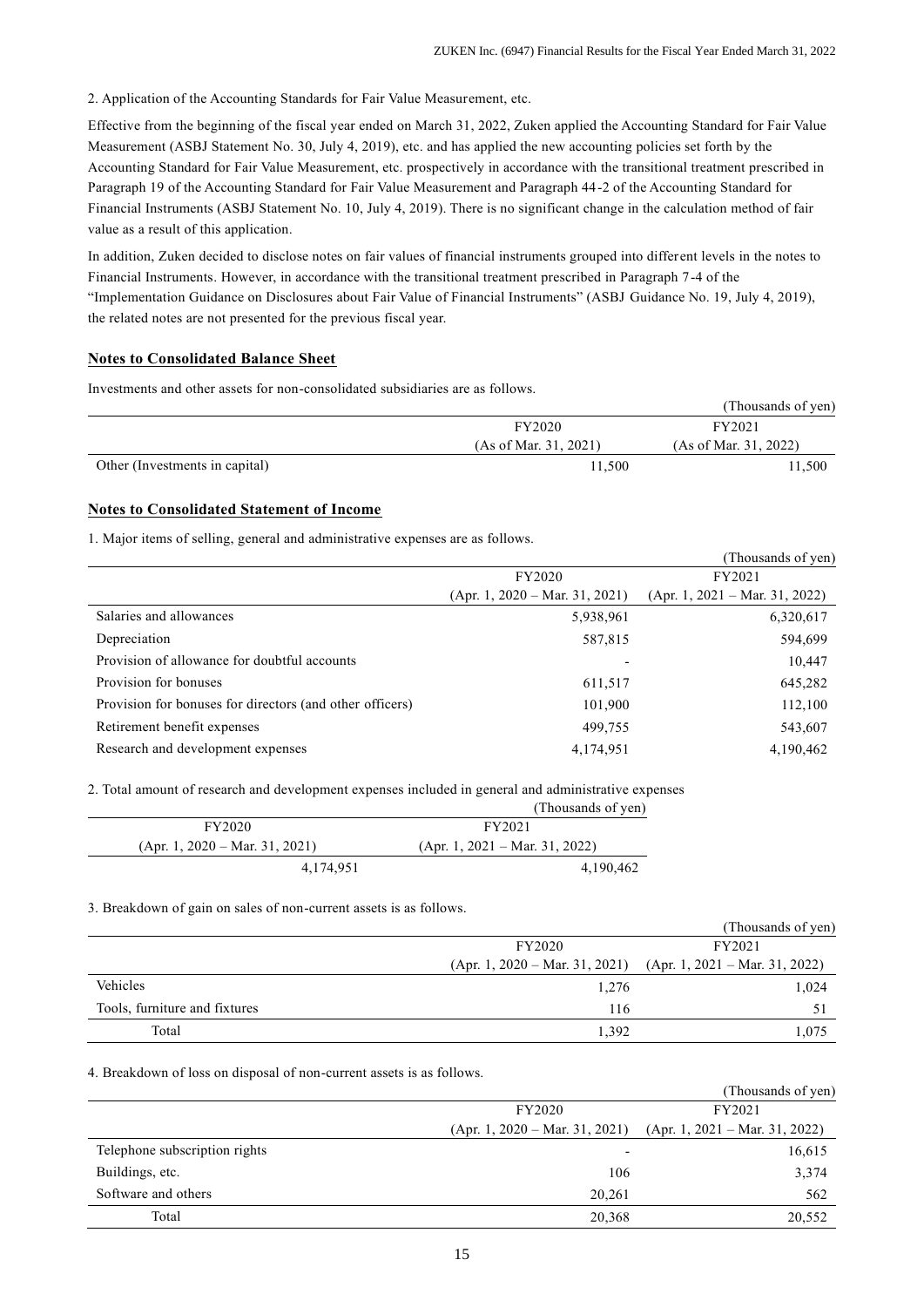2. Application of the Accounting Standards for Fair Value Measurement, etc.

Effective from the beginning of the fiscal year ended on March 31, 2022, Zuken applied the Accounting Standard for Fair Value Measurement (ASBJ Statement No. 30, July 4, 2019), etc. and has applied the new accounting policies set forth by the Accounting Standard for Fair Value Measurement, etc. prospectively in accordance with the transitional treatment prescribed in Paragraph 19 of the Accounting Standard for Fair Value Measurement and Paragraph 44-2 of the Accounting Standard for Financial Instruments (ASBJ Statement No. 10, July 4, 2019). There is no significant change in the calculation method of fair value as a result of this application.

In addition, Zuken decided to disclose notes on fair values of financial instruments grouped into different levels in the notes to Financial Instruments. However, in accordance with the transitional treatment prescribed in Paragraph 7-4 of the "Implementation Guidance on Disclosures about Fair Value of Financial Instruments" (ASBJ Guidance No. 19, July 4, 2019), the related notes are not presented for the previous fiscal year.

**Notes to Consolidated Balance Sheet**

Investments and other assets for non-consolidated subsidiaries are as follows.

(Thousands of yen)

| | FY2020 (As of Mar. 31, 2021) | FY2021 (As of Mar. 31, 2022) |
|---|---|---|
| Other (Investments in capital) | 11,500 | 11,500 |

**Notes to Consolidated Statement of Income**

1. Major items of selling, general and administrative expenses are as follows.

(Thousands of yen)

| | FY2020 (Apr. 1, 2020 – Mar. 31, 2021) | FY2021 (Apr. 1, 2021 – Mar. 31, 2022) |
|---|---|---|
| Salaries and allowances | 5,938,961 | 6,320,617 |
| Depreciation | 587,815 | 594,699 |
| Provision of allowance for doubtful accounts | - | 10,447 |
| Provision for bonuses | 611,517 | 645,282 |
| Provision for bonuses for directors (and other officers) | 101,900 | 112,100 |
| Retirement benefit expenses | 499,755 | 543,607 |
| Research and development expenses | 4,174,951 | 4,190,462 |

2. Total amount of research and development expenses included in general and administrative expenses

(Thousands of yen)

| FY2020 (Apr. 1, 2020 – Mar. 31, 2021) | FY2021 (Apr. 1, 2021 – Mar. 31, 2022) |
|---|---|
| 4,174,951 | 4,190,462 |

3. Breakdown of gain on sales of non-current assets is as follows.

(Thousands of yen)

| | FY2020 (Apr. 1, 2020 – Mar. 31, 2021) | FY2021 (Apr. 1, 2021 – Mar. 31, 2022) |
|---|---|---|
| Vehicles | 1,276 | 1,024 |
| Tools, furniture and fixtures | 116 | 51 |
| Total | 1,392 | 1,075 |

4. Breakdown of loss on disposal of non-current assets is as follows.

(Thousands of yen)

| | FY2020 (Apr. 1, 2020 – Mar. 31, 2021) | FY2021 (Apr. 1, 2021 – Mar. 31, 2022) |
|---|---|---|
| Telephone subscription rights | - | 16,615 |
| Buildings, etc. | 106 | 3,374 |
| Software and others | 20,261 | 562 |
| Total | 20,368 | 20,552 |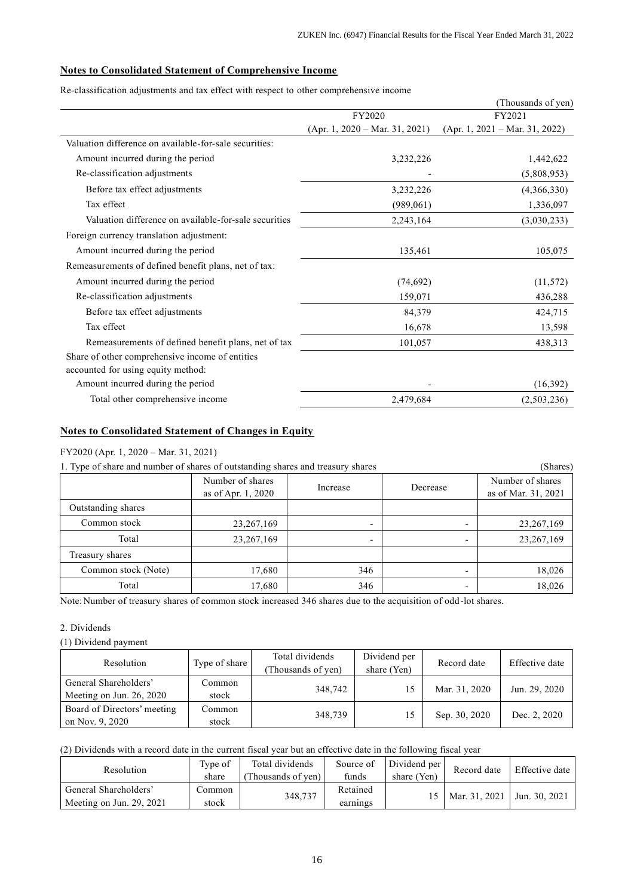## Notes to Consolidated Statement of Comprehensive Income

Re-classification adjustments and tax effect with respect to other comprehensive income

(Thousands of yen)

| | FY2020<br>(Apr. 1, 2020 – Mar. 31, 2021) | FY2021<br>(Apr. 1, 2021 – Mar. 31, 2022) |
|---|---|---|
| Valuation difference on available-for-sale securities: | | |
| Amount incurred during the period | 3,232,226 | 1,442,622 |
| Re-classification adjustments | - | (5,808,953) |
| Before tax effect adjustments | 3,232,226 | (4,366,330) |
| Tax effect | (989,061) | 1,336,097 |
| Valuation difference on available-for-sale securities | 2,243,164 | (3,030,233) |
| Foreign currency translation adjustment: | | |
| Amount incurred during the period | 135,461 | 105,075 |
| Remeasurements of defined benefit plans, net of tax: | | |
| Amount incurred during the period | (74,692) | (11,572) |
| Re-classification adjustments | 159,071 | 436,288 |
| Before tax effect adjustments | 84,379 | 424,715 |
| Tax effect | 16,678 | 13,598 |
| Remeasurements of defined benefit plans, net of tax | 101,057 | 438,313 |
| Share of other comprehensive income of entities accounted for using equity method: | | |
| Amount incurred during the period | - | (16,392) |
| Total other comprehensive income | 2,479,684 | (2,503,236) |

## Notes to Consolidated Statement of Changes in Equity

FY2020 (Apr. 1, 2020 – Mar. 31, 2021)

1. Type of share and number of shares of outstanding shares and treasury shares (Shares)

| | Number of shares as of Apr. 1, 2020 | Increase | Decrease | Number of shares as of Mar. 31, 2021 |
|---|---|---|---|---|
| Outstanding shares | | | | |
| Common stock | 23,267,169 | - | - | 23,267,169 |
| Total | 23,267,169 | - | - | 23,267,169 |
| Treasury shares | | | | |
| Common stock (Note) | 17,680 | 346 | - | 18,026 |
| Total | 17,680 | 346 | - | 18,026 |

Note: Number of treasury shares of common stock increased 346 shares due to the acquisition of odd-lot shares.

2. Dividends

(1) Dividend payment

| Resolution | Type of share | Total dividends (Thousands of yen) | Dividend per share (Yen) | Record date | Effective date |
|---|---|---|---|---|---|
| General Shareholders' Meeting on Jun. 26, 2020 | Common stock | 348,742 | 15 | Mar. 31, 2020 | Jun. 29, 2020 |
| Board of Directors' meeting on Nov. 9, 2020 | Common stock | 348,739 | 15 | Sep. 30, 2020 | Dec. 2, 2020 |

(2) Dividends with a record date in the current fiscal year but an effective date in the following fiscal year

| Resolution | Type of share | Total dividends (Thousands of yen) | Source of funds | Dividend per share (Yen) | Record date | Effective date |
|---|---|---|---|---|---|---|
| General Shareholders' Meeting on Jun. 29, 2021 | Common stock | 348,737 | Retained earnings | 15 | Mar. 31, 2021 | Jun. 30, 2021 |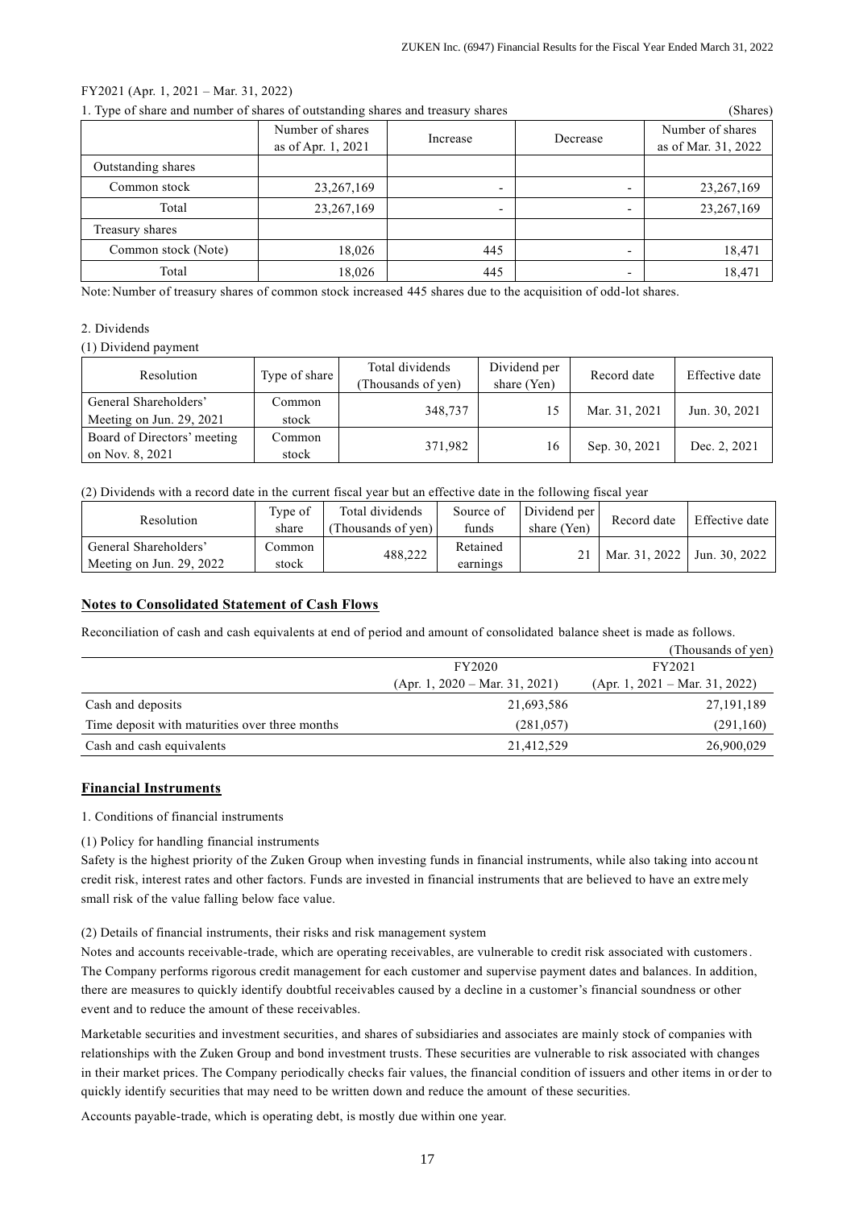FY2021 (Apr. 1, 2021 – Mar. 31, 2022)

1. Type of share and number of shares of outstanding shares and treasury shares (Shares)

| | Number of shares as of Apr. 1, 2021 | Increase | Decrease | Number of shares as of Mar. 31, 2022 |
|---|---|---|---|---|
| Outstanding shares | | | | |
| Common stock | 23,267,169 | - | - | 23,267,169 |
| Total | 23,267,169 | - | - | 23,267,169 |
| Treasury shares | | | | |
| Common stock (Note) | 18,026 | 445 | - | 18,471 |
| Total | 18,026 | 445 | - | 18,471 |

Note: Number of treasury shares of common stock increased 445 shares due to the acquisition of odd-lot shares.

2. Dividends

(1) Dividend payment

| Resolution | Type of share | Total dividends (Thousands of yen) | Dividend per share (Yen) | Record date | Effective date |
|---|---|---|---|---|---|
| General Shareholders' Meeting on Jun. 29, 2021 | Common stock | 348,737 | 15 | Mar. 31, 2021 | Jun. 30, 2021 |
| Board of Directors' meeting on Nov. 8, 2021 | Common stock | 371,982 | 16 | Sep. 30, 2021 | Dec. 2, 2021 |

(2) Dividends with a record date in the current fiscal year but an effective date in the following fiscal year

| Resolution | Type of share | Total dividends (Thousands of yen) | Source of funds | Dividend per share (Yen) | Record date | Effective date |
|---|---|---|---|---|---|---|
| General Shareholders' Meeting on Jun. 29, 2022 | Common stock | 488,222 | Retained earnings | 21 | Mar. 31, 2022 | Jun. 30, 2022 |

## Notes to Consolidated Statement of Cash Flows

Reconciliation of cash and cash equivalents at end of period and amount of consolidated balance sheet is made as follows.

(Thousands of yen)

| | FY2020 (Apr. 1, 2020 – Mar. 31, 2021) | FY2021 (Apr. 1, 2021 – Mar. 31, 2022) |
|---|---|---|
| Cash and deposits | 21,693,586 | 27,191,189 |
| Time deposit with maturities over three months | (281,057) | (291,160) |
| Cash and cash equivalents | 21,412,529 | 26,900,029 |

## Financial Instruments

1. Conditions of financial instruments

(1) Policy for handling financial instruments

Safety is the highest priority of the Zuken Group when investing funds in financial instruments, while also taking into account credit risk, interest rates and other factors. Funds are invested in financial instruments that are believed to have an extremely small risk of the value falling below face value.

(2) Details of financial instruments, their risks and risk management system

Notes and accounts receivable-trade, which are operating receivables, are vulnerable to credit risk associated with customers. The Company performs rigorous credit management for each customer and supervise payment dates and balances. In addition, there are measures to quickly identify doubtful receivables caused by a decline in a customer's financial soundness or other event and to reduce the amount of these receivables.

Marketable securities and investment securities, and shares of subsidiaries and associates are mainly stock of companies with relationships with the Zuken Group and bond investment trusts. These securities are vulnerable to risk associated with changes in their market prices. The Company periodically checks fair values, the financial condition of issuers and other items in order to quickly identify securities that may need to be written down and reduce the amount of these securities.

Accounts payable-trade, which is operating debt, is mostly due within one year.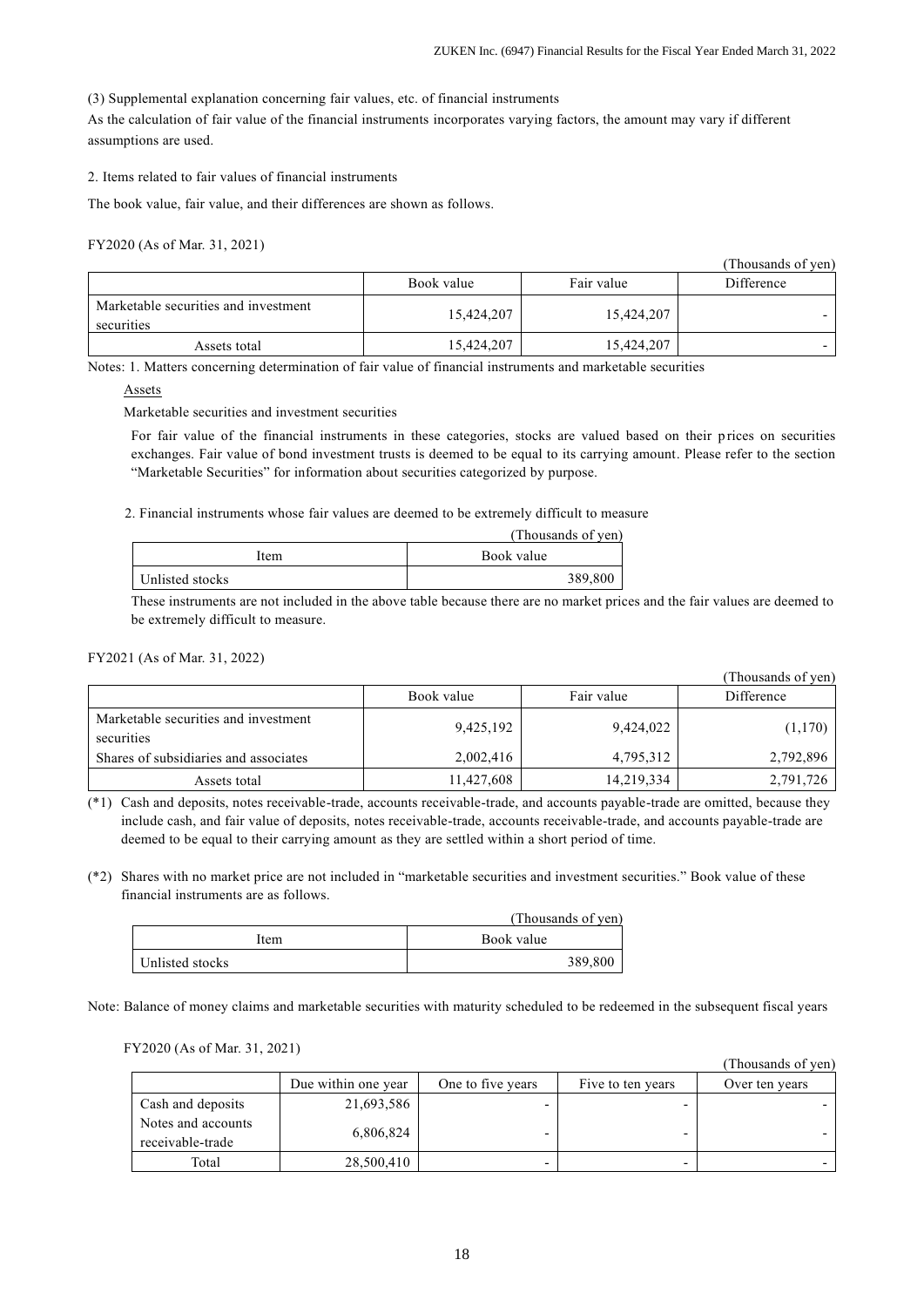(3) Supplemental explanation concerning fair values, etc. of financial instruments

As the calculation of fair value of the financial instruments incorporates varying factors, the amount may vary if different assumptions are used.

2. Items related to fair values of financial instruments

The book value, fair value, and their differences are shown as follows.

FY2020 (As of Mar. 31, 2021)

(Thousands of yen)

| | Book value | Fair value | Difference |
|---|---|---|---|
| Marketable securities and investment securities | 15,424,207 | 15,424,207 | - |
| Assets total | 15,424,207 | 15,424,207 | - |

Notes: 1. Matters concerning determination of fair value of financial instruments and marketable securities

Assets

Marketable securities and investment securities

For fair value of the financial instruments in these categories, stocks are valued based on their prices on securities exchanges. Fair value of bond investment trusts is deemed to be equal to its carrying amount. Please refer to the section "Marketable Securities" for information about securities categorized by purpose.

2. Financial instruments whose fair values are deemed to be extremely difficult to measure

(Thousands of yen)

| Item | Book value |
|---|---|
| Unlisted stocks | 389,800 |

These instruments are not included in the above table because there are no market prices and the fair values are deemed to be extremely difficult to measure.

FY2021 (As of Mar. 31, 2022)

(Thousands of yen)

| | Book value | Fair value | Difference |
|---|---|---|---|
| Marketable securities and investment securities | 9,425,192 | 9,424,022 | (1,170) |
| Shares of subsidiaries and associates | 2,002,416 | 4,795,312 | 2,792,896 |
| Assets total | 11,427,608 | 14,219,334 | 2,791,726 |

(*1) Cash and deposits, notes receivable-trade, accounts receivable-trade, and accounts payable-trade are omitted, because they include cash, and fair value of deposits, notes receivable-trade, accounts receivable-trade, and accounts payable-trade are deemed to be equal to their carrying amount as they are settled within a short period of time.

(*2) Shares with no market price are not included in "marketable securities and investment securities." Book value of these financial instruments are as follows.

(Thousands of yen)

| Item | Book value |
|---|---|
| Unlisted stocks | 389,800 |

Note: Balance of money claims and marketable securities with maturity scheduled to be redeemed in the subsequent fiscal years

FY2020 (As of Mar. 31, 2021)

(Thousands of yen)

| | Due within one year | One to five years | Five to ten years | Over ten years |
|---|---|---|---|---|
| Cash and deposits | 21,693,586 | - | - | - |
| Notes and accounts receivable-trade | 6,806,824 | - | - | - |
| Total | 28,500,410 | - | - | - |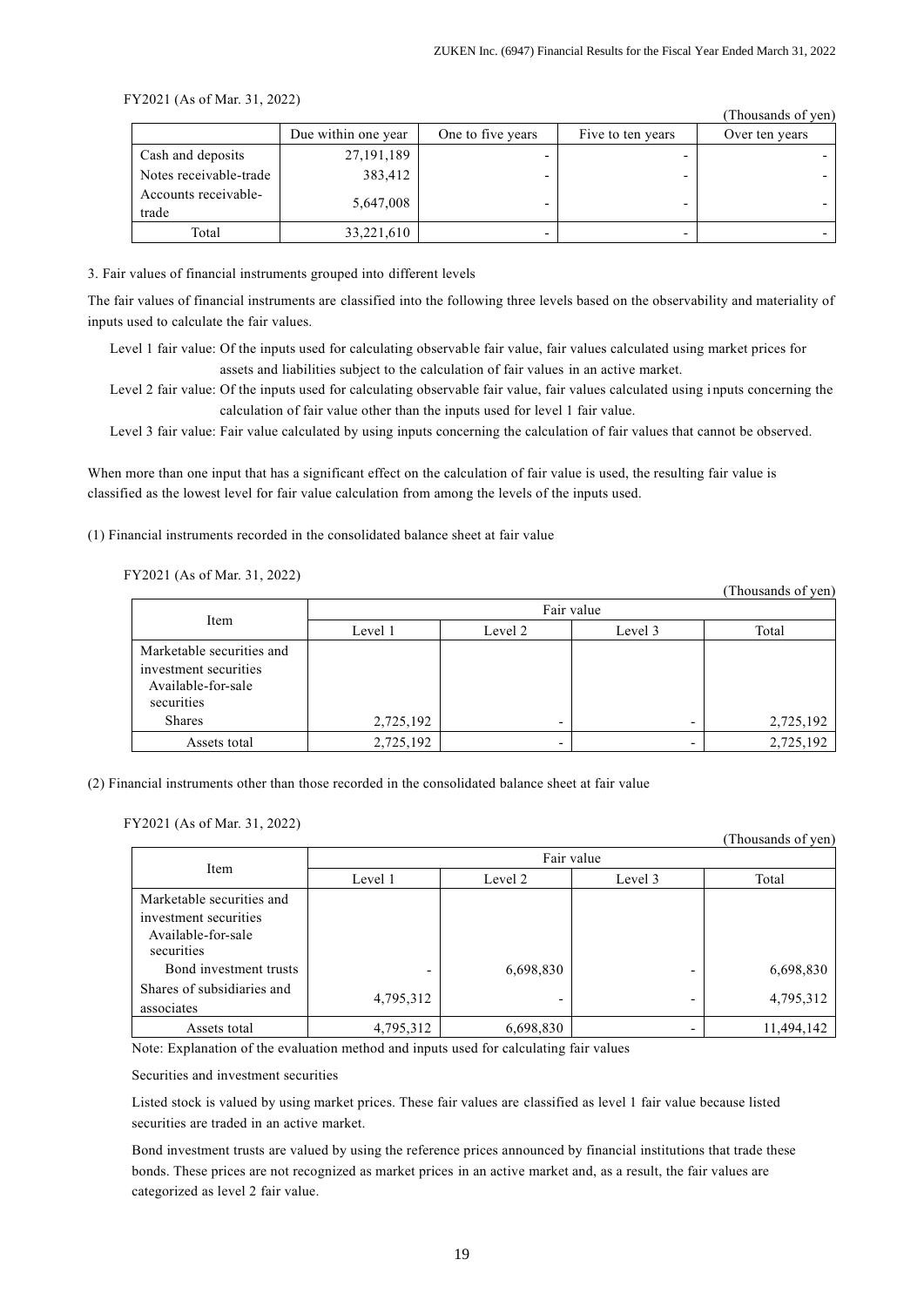FY2021 (As of Mar. 31, 2022)

(Thousands of yen)

| | Due within one year | One to five years | Five to ten years | Over ten years |
|---|---|---|---|---|
| Cash and deposits | 27,191,189 | - | - | - |
| Notes receivable-trade | 383,412 | - | - | - |
| Accounts receivable-trade | 5,647,008 | - | - | - |
| Total | 33,221,610 | - | - | - |

3. Fair values of financial instruments grouped into different levels

The fair values of financial instruments are classified into the following three levels based on the observability and materiality of inputs used to calculate the fair values.

Level 1 fair value: Of the inputs used for calculating observable fair value, fair values calculated using market prices for assets and liabilities subject to the calculation of fair values in an active market.

Level 2 fair value: Of the inputs used for calculating observable fair value, fair values calculated using inputs concerning the calculation of fair value other than the inputs used for level 1 fair value.

Level 3 fair value: Fair value calculated by using inputs concerning the calculation of fair values that cannot be observed.

When more than one input that has a significant effect on the calculation of fair value is used, the resulting fair value is classified as the lowest level for fair value calculation from among the levels of the inputs used.

(1) Financial instruments recorded in the consolidated balance sheet at fair value

FY2021 (As of Mar. 31, 2022)

(Thousands of yen)

| Item | Fair value | | | |
|---|---|---|---|---|
| | Level 1 | Level 2 | Level 3 | Total |
| Marketable securities and investment securities Available-for-sale securities | | | | |
| Shares | 2,725,192 | - | - | 2,725,192 |
| Assets total | 2,725,192 | - | - | 2,725,192 |

(2) Financial instruments other than those recorded in the consolidated balance sheet at fair value

FY2021 (As of Mar. 31, 2022)

(Thousands of yen)

| Item | Fair value | | | |
|---|---|---|---|---|
| | Level 1 | Level 2 | Level 3 | Total |
| Marketable securities and investment securities Available-for-sale securities | | | | |
| Bond investment trusts | - | 6,698,830 | - | 6,698,830 |
| Shares of subsidiaries and associates | 4,795,312 | - | - | 4,795,312 |
| Assets total | 4,795,312 | 6,698,830 | - | 11,494,142 |

Note: Explanation of the evaluation method and inputs used for calculating fair values

Securities and investment securities

Listed stock is valued by using market prices. These fair values are classified as level 1 fair value because listed securities are traded in an active market.

Bond investment trusts are valued by using the reference prices announced by financial institutions that trade these bonds. These prices are not recognized as market prices in an active market and, as a result, the fair values are categorized as level 2 fair value.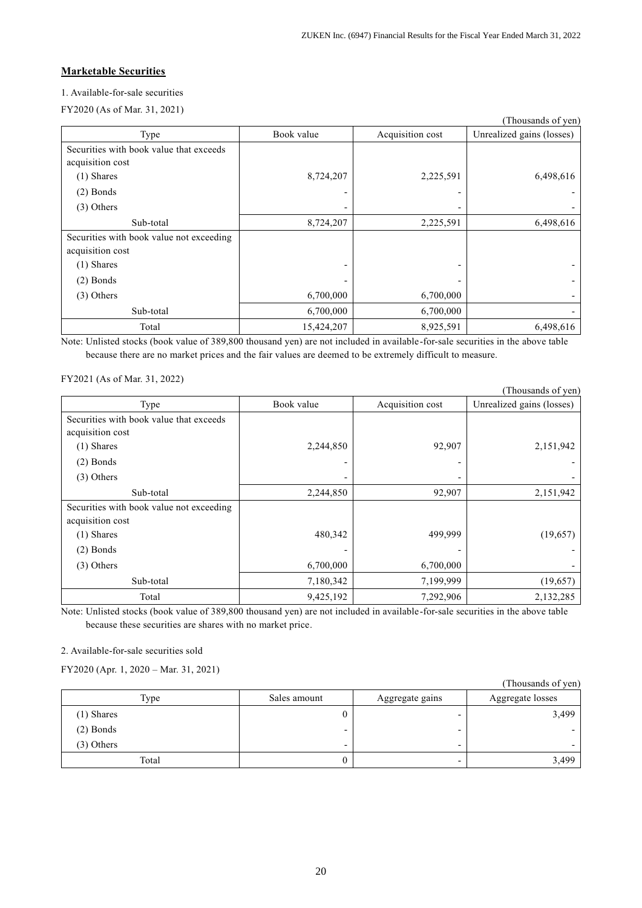## Marketable Securities

1. Available-for-sale securities

FY2020 (As of Mar. 31, 2021)

(Thousands of yen)

| Type | Book value | Acquisition cost | Unrealized gains (losses) |
|---|---|---|---|
| Securities with book value that exceeds acquisition cost | | | |
| (1) Shares | 8,724,207 | 2,225,591 | 6,498,616 |
| (2) Bonds | - | - | - |
| (3) Others | - | - | - |
| Sub-total | 8,724,207 | 2,225,591 | 6,498,616 |
| Securities with book value not exceeding acquisition cost | | | |
| (1) Shares | - | - | - |
| (2) Bonds | - | - | - |
| (3) Others | 6,700,000 | 6,700,000 | - |
| Sub-total | 6,700,000 | 6,700,000 | - |
| Total | 15,424,207 | 8,925,591 | 6,498,616 |

Note: Unlisted stocks (book value of 389,800 thousand yen) are not included in available-for-sale securities in the above table because there are no market prices and the fair values are deemed to be extremely difficult to measure.

FY2021 (As of Mar. 31, 2022)

(Thousands of yen)

| Type | Book value | Acquisition cost | Unrealized gains (losses) |
|---|---|---|---|
| Securities with book value that exceeds acquisition cost | | | |
| (1) Shares | 2,244,850 | 92,907 | 2,151,942 |
| (2) Bonds | - | - | - |
| (3) Others | - | - | - |
| Sub-total | 2,244,850 | 92,907 | 2,151,942 |
| Securities with book value not exceeding acquisition cost | | | |
| (1) Shares | 480,342 | 499,999 | (19,657) |
| (2) Bonds | - | - | - |
| (3) Others | 6,700,000 | 6,700,000 | - |
| Sub-total | 7,180,342 | 7,199,999 | (19,657) |
| Total | 9,425,192 | 7,292,906 | 2,132,285 |

Note: Unlisted stocks (book value of 389,800 thousand yen) are not included in available-for-sale securities in the above table because these securities are shares with no market price.

2. Available-for-sale securities sold

FY2020 (Apr. 1, 2020 – Mar. 31, 2021)

(Thousands of yen)

| Type | Sales amount | Aggregate gains | Aggregate losses |
|---|---|---|---|
| (1) Shares | 0 | - | 3,499 |
| (2) Bonds | - | - | - |
| (3) Others | - | - | - |
| Total | 0 | - | 3,499 |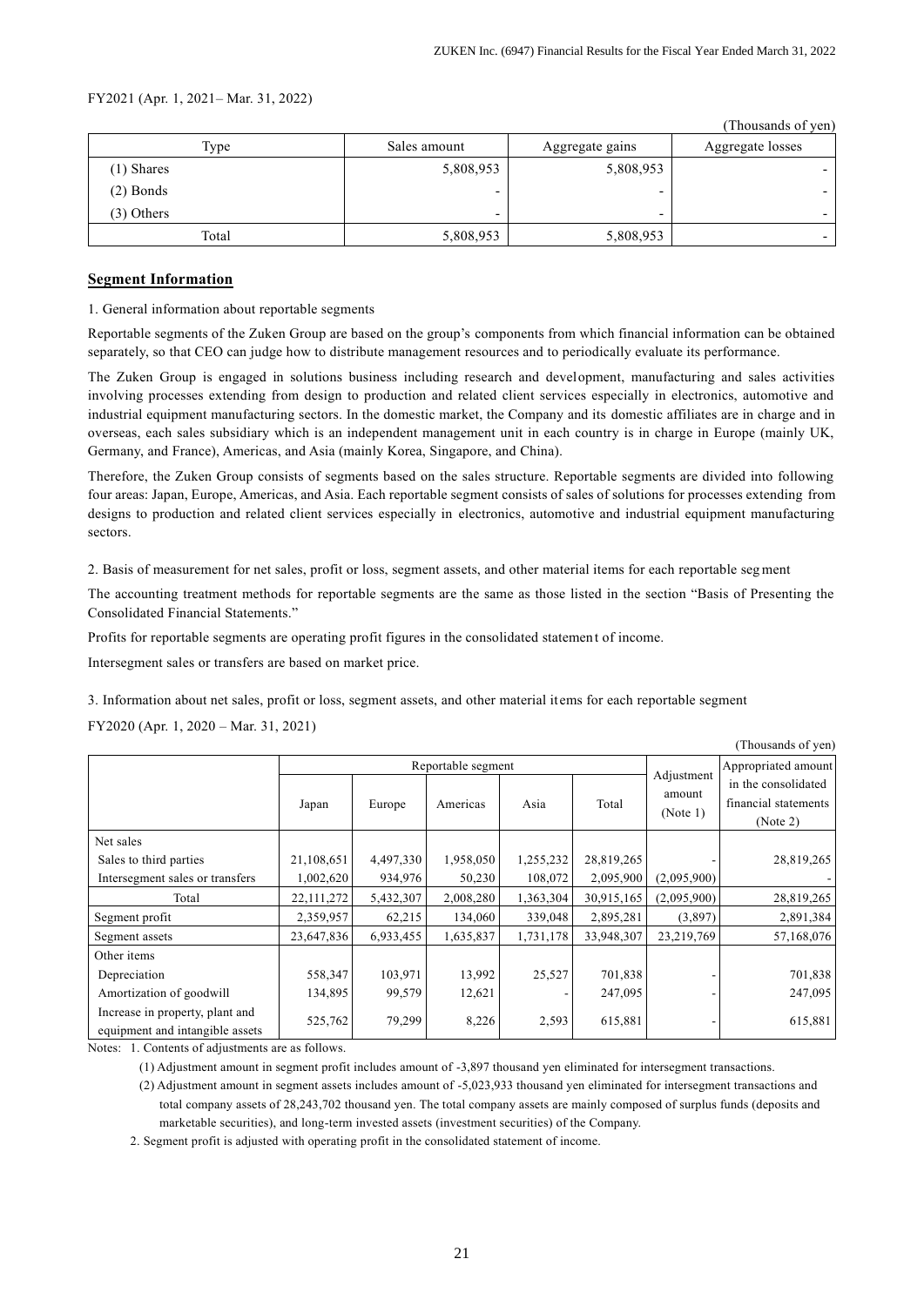FY2021 (Apr. 1, 2021– Mar. 31, 2022)

(Thousands of yen)

| Type | Sales amount | Aggregate gains | Aggregate losses |
|---|---|---|---|
| (1) Shares | 5,808,953 | 5,808,953 | - |
| (2) Bonds | - | - | - |
| (3) Others | - | - | - |
| Total | 5,808,953 | 5,808,953 | - |

## Segment Information

1. General information about reportable segments

Reportable segments of the Zuken Group are based on the group's components from which financial information can be obtained separately, so that CEO can judge how to distribute management resources and to periodically evaluate its performance.

The Zuken Group is engaged in solutions business including research and development, manufacturing and sales activities involving processes extending from design to production and related client services especially in electronics, automotive and industrial equipment manufacturing sectors. In the domestic market, the Company and its domestic affiliates are in charge and in overseas, each sales subsidiary which is an independent management unit in each country is in charge in Europe (mainly UK, Germany, and France), Americas, and Asia (mainly Korea, Singapore, and China).

Therefore, the Zuken Group consists of segments based on the sales structure. Reportable segments are divided into following four areas: Japan, Europe, Americas, and Asia. Each reportable segment consists of sales of solutions for processes extending from designs to production and related client services especially in electronics, automotive and industrial equipment manufacturing sectors.

2. Basis of measurement for net sales, profit or loss, segment assets, and other material items for each reportable segment

The accounting treatment methods for reportable segments are the same as those listed in the section "Basis of Presenting the Consolidated Financial Statements."

Profits for reportable segments are operating profit figures in the consolidated statement of income.

Intersegment sales or transfers are based on market price.

3. Information about net sales, profit or loss, segment assets, and other material items for each reportable segment

FY2020 (Apr. 1, 2020 – Mar. 31, 2021)

(Thousands of yen)

| | Reportable segment | | | | | Adjustment amount (Note 1) | Appropriated amount in the consolidated financial statements (Note 2) |
|---|---|---|---|---|---|---|---|
| | Japan | Europe | Americas | Asia | Total | | |
| Net sales | | | | | | | |
| Sales to third parties | 21,108,651 | 4,497,330 | 1,958,050 | 1,255,232 | 28,819,265 | - | 28,819,265 |
| Intersegment sales or transfers | 1,002,620 | 934,976 | 50,230 | 108,072 | 2,095,900 | (2,095,900) | - |
| Total | 22,111,272 | 5,432,307 | 2,008,280 | 1,363,304 | 30,915,165 | (2,095,900) | 28,819,265 |
| Segment profit | 2,359,957 | 62,215 | 134,060 | 339,048 | 2,895,281 | (3,897) | 2,891,384 |
| Segment assets | 23,647,836 | 6,933,455 | 1,635,837 | 1,731,178 | 33,948,307 | 23,219,769 | 57,168,076 |
| Other items | | | | | | | |
| Depreciation | 558,347 | 103,971 | 13,992 | 25,527 | 701,838 | - | 701,838 |
| Amortization of goodwill | 134,895 | 99,579 | 12,621 | - | 247,095 | - | 247,095 |
| Increase in property, plant and equipment and intangible assets | 525,762 | 79,299 | 8,226 | 2,593 | 615,881 | - | 615,881 |

Notes: 1. Contents of adjustments are as follows.

(1) Adjustment amount in segment profit includes amount of -3,897 thousand yen eliminated for intersegment transactions.

(2) Adjustment amount in segment assets includes amount of -5,023,933 thousand yen eliminated for intersegment transactions and total company assets of 28,243,702 thousand yen. The total company assets are mainly composed of surplus funds (deposits and marketable securities), and long-term invested assets (investment securities) of the Company.

2. Segment profit is adjusted with operating profit in the consolidated statement of income.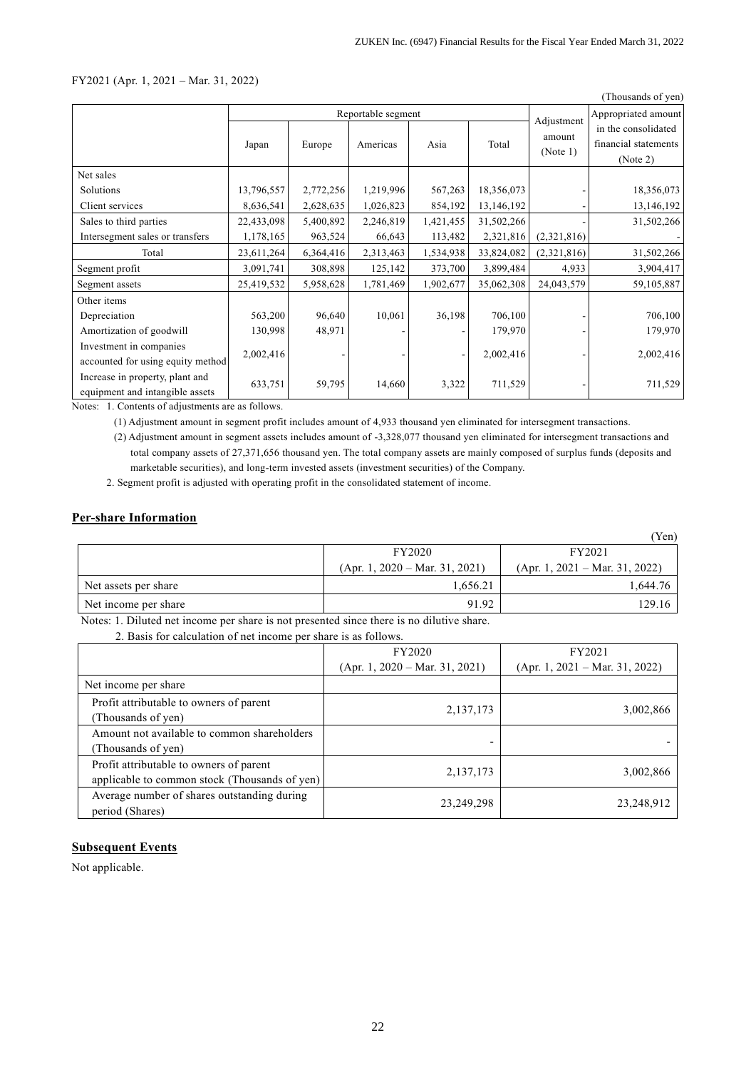FY2021 (Apr. 1, 2021 – Mar. 31, 2022)

(Thousands of yen)

| | Reportable segment | | | | | Adjustment amount (Note 1) | Appropriated amount in the consolidated financial statements (Note 2) |
|---|---|---|---|---|---|---|---|
| | Japan | Europe | Americas | Asia | Total | | |
| Net sales | | | | | | | |
| Solutions | 13,796,557 | 2,772,256 | 1,219,996 | 567,263 | 18,356,073 | - | 18,356,073 |
| Client services | 8,636,541 | 2,628,635 | 1,026,823 | 854,192 | 13,146,192 | - | 13,146,192 |
| Sales to third parties | 22,433,098 | 5,400,892 | 2,246,819 | 1,421,455 | 31,502,266 | - | 31,502,266 |
| Intersegment sales or transfers | 1,178,165 | 963,524 | 66,643 | 113,482 | 2,321,816 | (2,321,816) | - |
| Total | 23,611,264 | 6,364,416 | 2,313,463 | 1,534,938 | 33,824,082 | (2,321,816) | 31,502,266 |
| Segment profit | 3,091,741 | 308,898 | 125,142 | 373,700 | 3,899,484 | 4,933 | 3,904,417 |
| Segment assets | 25,419,532 | 5,958,628 | 1,781,469 | 1,902,677 | 35,062,308 | 24,043,579 | 59,105,887 |
| Other items | | | | | | | |
| Depreciation | 563,200 | 96,640 | 10,061 | 36,198 | 706,100 | - | 706,100 |
| Amortization of goodwill | 130,998 | 48,971 | - | - | 179,970 | - | 179,970 |
| Investment in companies accounted for using equity method | 2,002,416 | - | - | - | 2,002,416 | - | 2,002,416 |
| Increase in property, plant and equipment and intangible assets | 633,751 | 59,795 | 14,660 | 3,322 | 711,529 | - | 711,529 |

Notes: 1. Contents of adjustments are as follows.

(1) Adjustment amount in segment profit includes amount of 4,933 thousand yen eliminated for intersegment transactions.

(2) Adjustment amount in segment assets includes amount of -3,328,077 thousand yen eliminated for intersegment transactions and total company assets of 27,371,656 thousand yen. The total company assets are mainly composed of surplus funds (deposits and marketable securities), and long-term invested assets (investment securities) of the Company.

2. Segment profit is adjusted with operating profit in the consolidated statement of income.

## Per-share Information

(Yen)

| | FY2020 (Apr. 1, 2020 – Mar. 31, 2021) | FY2021 (Apr. 1, 2021 – Mar. 31, 2022) |
|---|---|---|
| Net assets per share | 1,656.21 | 1,644.76 |
| Net income per share | 91.92 | 129.16 |

Notes: 1. Diluted net income per share is not presented since there is no dilutive share.

2. Basis for calculation of net income per share is as follows.

| | FY2020 (Apr. 1, 2020 – Mar. 31, 2021) | FY2021 (Apr. 1, 2021 – Mar. 31, 2022) |
|---|---|---|
| Net income per share | | |
| Profit attributable to owners of parent (Thousands of yen) | 2,137,173 | 3,002,866 |
| Amount not available to common shareholders (Thousands of yen) | - | - |
| Profit attributable to owners of parent applicable to common stock (Thousands of yen) | 2,137,173 | 3,002,866 |
| Average number of shares outstanding during period (Shares) | 23,249,298 | 23,248,912 |

## Subsequent Events

Not applicable.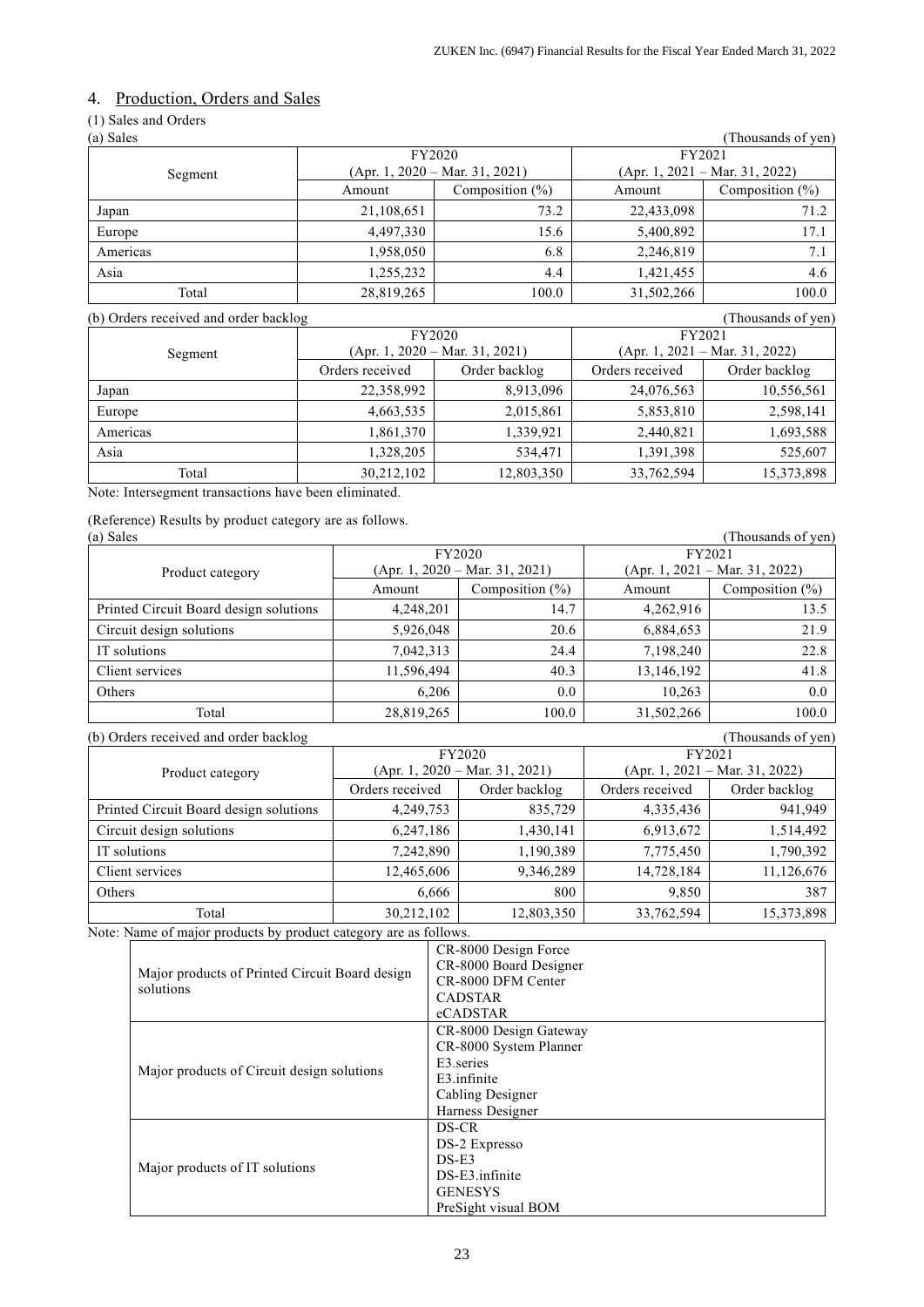## 4. Production, Orders and Sales

(1) Sales and Orders

(a) Sales

(Thousands of yen)

| Segment | FY2020 (Apr. 1, 2020 – Mar. 31, 2021) | | FY2021 (Apr. 1, 2021 – Mar. 31, 2022) | |
|---|---|---|---|---|
| | Amount | Composition (%) | Amount | Composition (%) |
| Japan | 21,108,651 | 73.2 | 22,433,098 | 71.2 |
| Europe | 4,497,330 | 15.6 | 5,400,892 | 17.1 |
| Americas | 1,958,050 | 6.8 | 2,246,819 | 7.1 |
| Asia | 1,255,232 | 4.4 | 1,421,455 | 4.6 |
| Total | 28,819,265 | 100.0 | 31,502,266 | 100.0 |

(b) Orders received and order backlog

(Thousands of yen)

| Segment | FY2020 (Apr. 1, 2020 – Mar. 31, 2021) | | FY2021 (Apr. 1, 2021 – Mar. 31, 2022) | |
|---|---|---|---|---|
| | Orders received | Order backlog | Orders received | Order backlog |
| Japan | 22,358,992 | 8,913,096 | 24,076,563 | 10,556,561 |
| Europe | 4,663,535 | 2,015,861 | 5,853,810 | 2,598,141 |
| Americas | 1,861,370 | 1,339,921 | 2,440,821 | 1,693,588 |
| Asia | 1,328,205 | 534,471 | 1,391,398 | 525,607 |
| Total | 30,212,102 | 12,803,350 | 33,762,594 | 15,373,898 |

Note: Intersegment transactions have been eliminated.

(Reference) Results by product category are as follows.

(a) Sales

(Thousands of yen)

| Product category | FY2020 (Apr. 1, 2020 – Mar. 31, 2021) | | FY2021 (Apr. 1, 2021 – Mar. 31, 2022) | |
|---|---|---|---|---|
| | Amount | Composition (%) | Amount | Composition (%) |
| Printed Circuit Board design solutions | 4,248,201 | 14.7 | 4,262,916 | 13.5 |
| Circuit design solutions | 5,926,048 | 20.6 | 6,884,653 | 21.9 |
| IT solutions | 7,042,313 | 24.4 | 7,198,240 | 22.8 |
| Client services | 11,596,494 | 40.3 | 13,146,192 | 41.8 |
| Others | 6,206 | 0.0 | 10,263 | 0.0 |
| Total | 28,819,265 | 100.0 | 31,502,266 | 100.0 |

(b) Orders received and order backlog

(Thousands of yen)

| Product category | FY2020 (Apr. 1, 2020 – Mar. 31, 2021) | | FY2021 (Apr. 1, 2021 – Mar. 31, 2022) | |
|---|---|---|---|---|
| | Orders received | Order backlog | Orders received | Order backlog |
| Printed Circuit Board design solutions | 4,249,753 | 835,729 | 4,335,436 | 941,949 |
| Circuit design solutions | 6,247,186 | 1,430,141 | 6,913,672 | 1,514,492 |
| IT solutions | 7,242,890 | 1,190,389 | 7,775,450 | 1,790,392 |
| Client services | 12,465,606 | 9,346,289 | 14,728,184 | 11,126,676 |
| Others | 6,666 | 800 | 9,850 | 387 |
| Total | 30,212,102 | 12,803,350 | 33,762,594 | 15,373,898 |

Note: Name of major products by product category are as follows.

| | |
|---|---|
| Major products of Printed Circuit Board design solutions | CR-8000 Design Force<br>CR-8000 Board Designer<br>CR-8000 DFM Center<br>CADSTAR<br>eCADSTAR |
| Major products of Circuit design solutions | CR-8000 Design Gateway<br>CR-8000 System Planner<br>E3.series<br>E3.infinite<br>Cabling Designer<br>Harness Designer |
| Major products of IT solutions | DS-CR<br>DS-2 Expresso<br>DS-E3<br>DS-E3.infinite<br>GENESYS<br>PreSight visual BOM |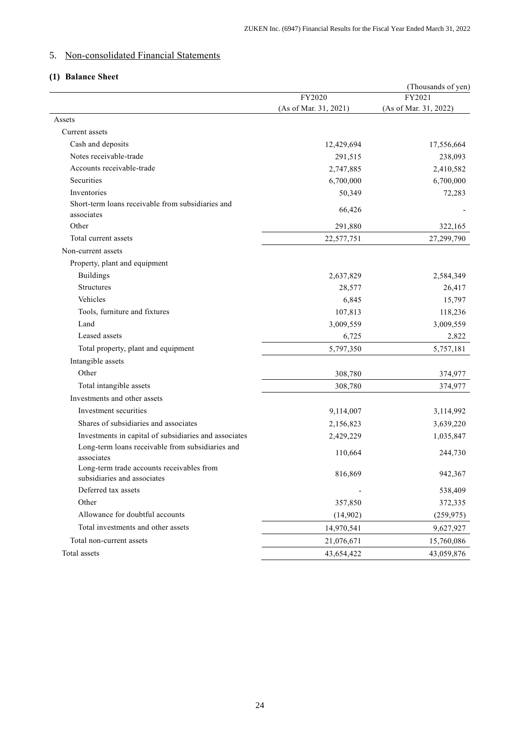## 5. Non-consolidated Financial Statements

### (1) Balance Sheet

(Thousands of yen)

| | FY2020 (As of Mar. 31, 2021) | FY2021 (As of Mar. 31, 2022) |
|---|---|---|
| Assets | | |
| Current assets | | |
| Cash and deposits | 12,429,694 | 17,556,664 |
| Notes receivable-trade | 291,515 | 238,093 |
| Accounts receivable-trade | 2,747,885 | 2,410,582 |
| Securities | 6,700,000 | 6,700,000 |
| Inventories | 50,349 | 72,283 |
| Short-term loans receivable from subsidiaries and associates | 66,426 | - |
| Other | 291,880 | 322,165 |
| Total current assets | 22,577,751 | 27,299,790 |
| Non-current assets | | |
| Property, plant and equipment | | |
| Buildings | 2,637,829 | 2,584,349 |
| Structures | 28,577 | 26,417 |
| Vehicles | 6,845 | 15,797 |
| Tools, furniture and fixtures | 107,813 | 118,236 |
| Land | 3,009,559 | 3,009,559 |
| Leased assets | 6,725 | 2,822 |
| Total property, plant and equipment | 5,797,350 | 5,757,181 |
| Intangible assets | | |
| Other | 308,780 | 374,977 |
| Total intangible assets | 308,780 | 374,977 |
| Investments and other assets | | |
| Investment securities | 9,114,007 | 3,114,992 |
| Shares of subsidiaries and associates | 2,156,823 | 3,639,220 |
| Investments in capital of subsidiaries and associates | 2,429,229 | 1,035,847 |
| Long-term loans receivable from subsidiaries and associates | 110,664 | 244,730 |
| Long-term trade accounts receivables from subsidiaries and associates | 816,869 | 942,367 |
| Deferred tax assets | - | 538,409 |
| Other | 357,850 | 372,335 |
| Allowance for doubtful accounts | (14,902) | (259,975) |
| Total investments and other assets | 14,970,541 | 9,627,927 |
| Total non-current assets | 21,076,671 | 15,760,086 |
| Total assets | 43,654,422 | 43,059,876 |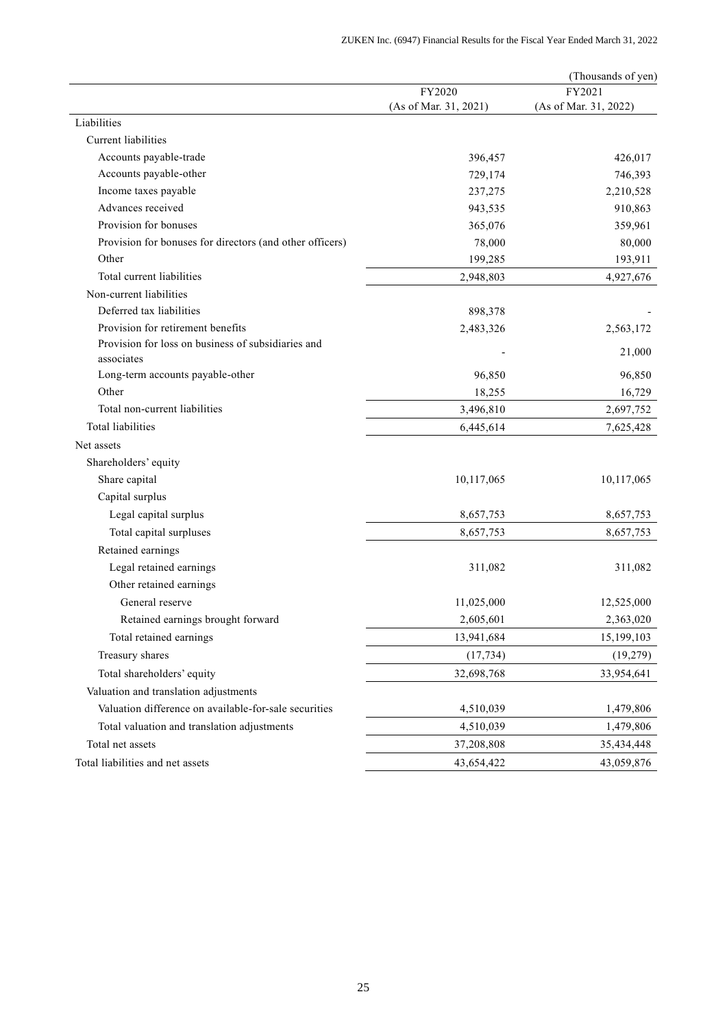(Thousands of yen)

| | FY2020 (As of Mar. 31, 2021) | FY2021 (As of Mar. 31, 2022) |
|---|---|---|
| Liabilities | | |
| Current liabilities | | |
| Accounts payable-trade | 396,457 | 426,017 |
| Accounts payable-other | 729,174 | 746,393 |
| Income taxes payable | 237,275 | 2,210,528 |
| Advances received | 943,535 | 910,863 |
| Provision for bonuses | 365,076 | 359,961 |
| Provision for bonuses for directors (and other officers) | 78,000 | 80,000 |
| Other | 199,285 | 193,911 |
| Total current liabilities | 2,948,803 | 4,927,676 |
| Non-current liabilities | | |
| Deferred tax liabilities | 898,378 | - |
| Provision for retirement benefits | 2,483,326 | 2,563,172 |
| Provision for loss on business of subsidiaries and associates | - | 21,000 |
| Long-term accounts payable-other | 96,850 | 96,850 |
| Other | 18,255 | 16,729 |
| Total non-current liabilities | 3,496,810 | 2,697,752 |
| Total liabilities | 6,445,614 | 7,625,428 |
| Net assets | | |
| Shareholders' equity | | |
| Share capital | 10,117,065 | 10,117,065 |
| Capital surplus | | |
| Legal capital surplus | 8,657,753 | 8,657,753 |
| Total capital surpluses | 8,657,753 | 8,657,753 |
| Retained earnings | | |
| Legal retained earnings | 311,082 | 311,082 |
| Other retained earnings | | |
| General reserve | 11,025,000 | 12,525,000 |
| Retained earnings brought forward | 2,605,601 | 2,363,020 |
| Total retained earnings | 13,941,684 | 15,199,103 |
| Treasury shares | (17,734) | (19,279) |
| Total shareholders' equity | 32,698,768 | 33,954,641 |
| Valuation and translation adjustments | | |
| Valuation difference on available-for-sale securities | 4,510,039 | 1,479,806 |
| Total valuation and translation adjustments | 4,510,039 | 1,479,806 |
| Total net assets | 37,208,808 | 35,434,448 |
| Total liabilities and net assets | 43,654,422 | 43,059,876 |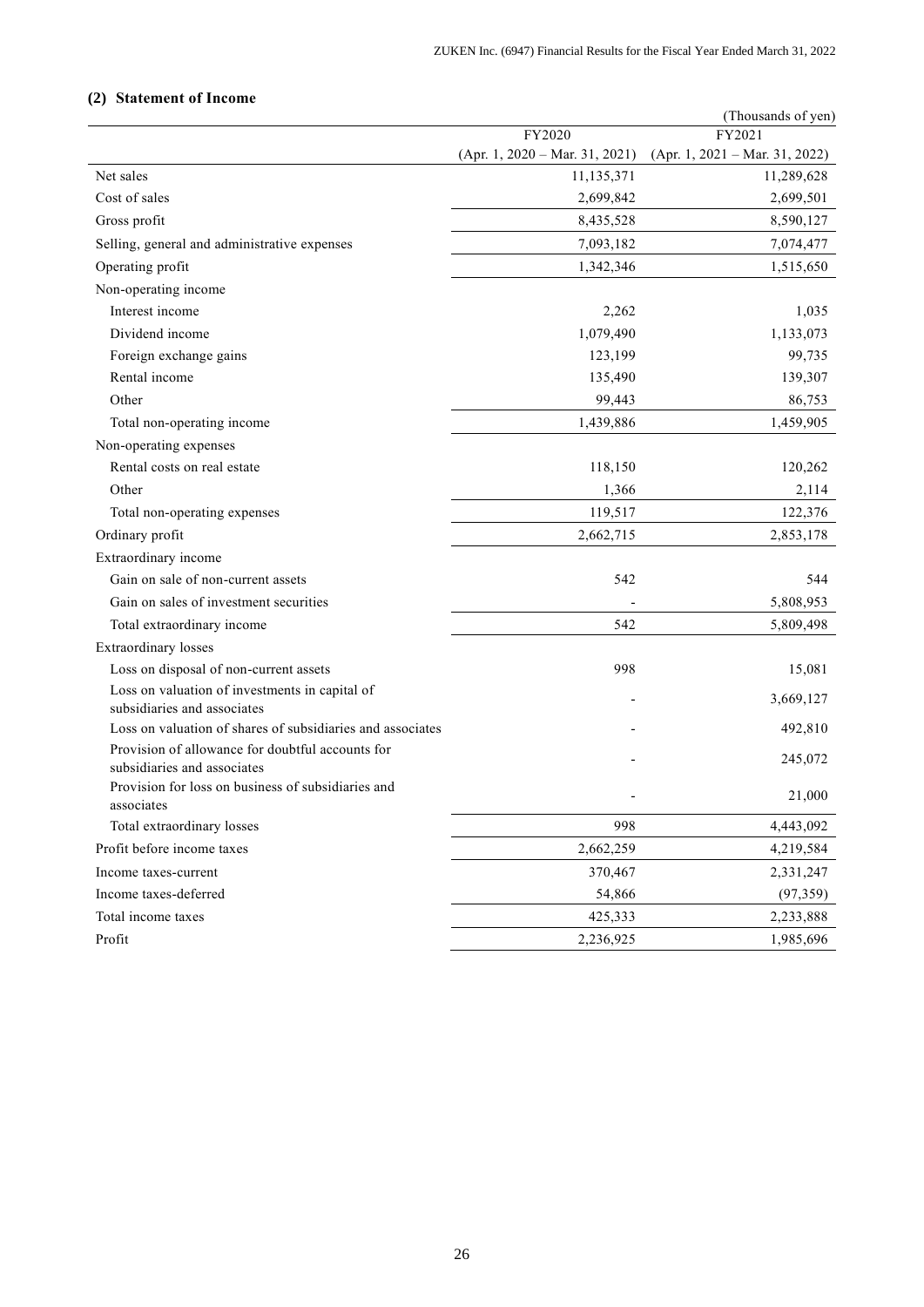## (2) Statement of Income

(Thousands of yen)

| | FY2020 (Apr. 1, 2020 – Mar. 31, 2021) | FY2021 (Apr. 1, 2021 – Mar. 31, 2022) |
|---|---|---|
| Net sales | 11,135,371 | 11,289,628 |
| Cost of sales | 2,699,842 | 2,699,501 |
| Gross profit | 8,435,528 | 8,590,127 |
| Selling, general and administrative expenses | 7,093,182 | 7,074,477 |
| Operating profit | 1,342,346 | 1,515,650 |
| Non-operating income | | |
| Interest income | 2,262 | 1,035 |
| Dividend income | 1,079,490 | 1,133,073 |
| Foreign exchange gains | 123,199 | 99,735 |
| Rental income | 135,490 | 139,307 |
| Other | 99,443 | 86,753 |
| Total non-operating income | 1,439,886 | 1,459,905 |
| Non-operating expenses | | |
| Rental costs on real estate | 118,150 | 120,262 |
| Other | 1,366 | 2,114 |
| Total non-operating expenses | 119,517 | 122,376 |
| Ordinary profit | 2,662,715 | 2,853,178 |
| Extraordinary income | | |
| Gain on sale of non-current assets | 542 | 544 |
| Gain on sales of investment securities | - | 5,808,953 |
| Total extraordinary income | 542 | 5,809,498 |
| Extraordinary losses | | |
| Loss on disposal of non-current assets | 998 | 15,081 |
| Loss on valuation of investments in capital of subsidiaries and associates | - | 3,669,127 |
| Loss on valuation of shares of subsidiaries and associates | - | 492,810 |
| Provision of allowance for doubtful accounts for subsidiaries and associates | - | 245,072 |
| Provision for loss on business of subsidiaries and associates | - | 21,000 |
| Total extraordinary losses | 998 | 4,443,092 |
| Profit before income taxes | 2,662,259 | 4,219,584 |
| Income taxes-current | 370,467 | 2,331,247 |
| Income taxes-deferred | 54,866 | (97,359) |
| Total income taxes | 425,333 | 2,233,888 |
| Profit | 2,236,925 | 1,985,696 |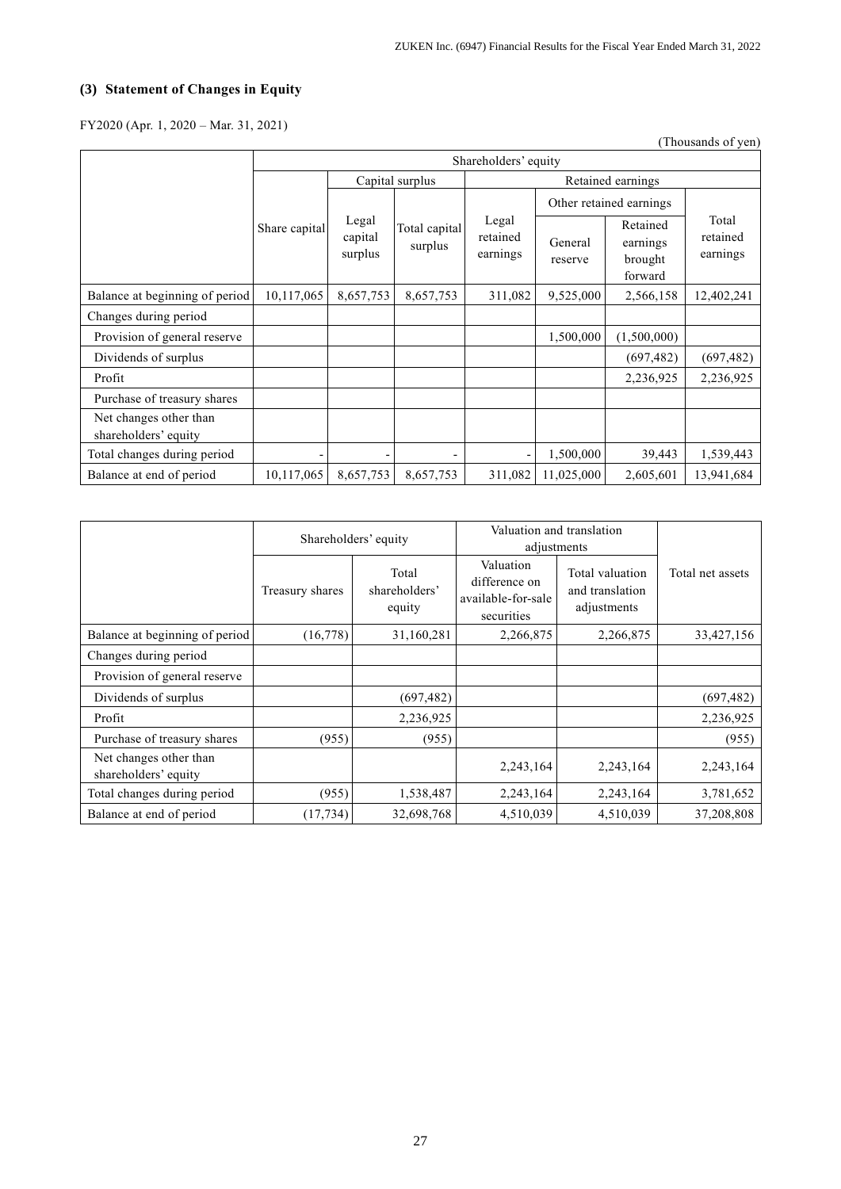## (3) Statement of Changes in Equity

FY2020 (Apr. 1, 2020 – Mar. 31, 2021)

(Thousands of yen)

| | Shareholders' equity | | | | | | |
|---|---|---|---|---|---|---|---|
| | | Capital surplus | | Retained earnings | | | |
| | | | | | Other retained earnings | | |
| | Share capital | Legal capital surplus | Total capital surplus | Legal retained earnings | General reserve | Retained earnings brought forward | Total retained earnings |
| Balance at beginning of period | 10,117,065 | 8,657,753 | 8,657,753 | 311,082 | 9,525,000 | 2,566,158 | 12,402,241 |
| Changes during period | | | | | | | |
| Provision of general reserve | | | | | 1,500,000 | (1,500,000) | |
| Dividends of surplus | | | | | | (697,482) | (697,482) |
| Profit | | | | | | 2,236,925 | 2,236,925 |
| Purchase of treasury shares | | | | | | | |
| Net changes other than shareholders' equity | | | | | | | |
| Total changes during period | - | - | - | - | 1,500,000 | 39,443 | 1,539,443 |
| Balance at end of period | 10,117,065 | 8,657,753 | 8,657,753 | 311,082 | 11,025,000 | 2,605,601 | 13,941,684 |

| | Shareholders' equity | | Valuation and translation adjustments | | Total net assets |
|---|---|---|---|---|---|
| | Treasury shares | Total shareholders' equity | Valuation difference on available-for-sale securities | Total valuation and translation adjustments | |
| Balance at beginning of period | (16,778) | 31,160,281 | 2,266,875 | 2,266,875 | 33,427,156 |
| Changes during period | | | | | |
| Provision of general reserve | | | | | |
| Dividends of surplus | | (697,482) | | | (697,482) |
| Profit | | 2,236,925 | | | 2,236,925 |
| Purchase of treasury shares | (955) | (955) | | | (955) |
| Net changes other than shareholders' equity | | | 2,243,164 | 2,243,164 | 2,243,164 |
| Total changes during period | (955) | 1,538,487 | 2,243,164 | 2,243,164 | 3,781,652 |
| Balance at end of period | (17,734) | 32,698,768 | 4,510,039 | 4,510,039 | 37,208,808 |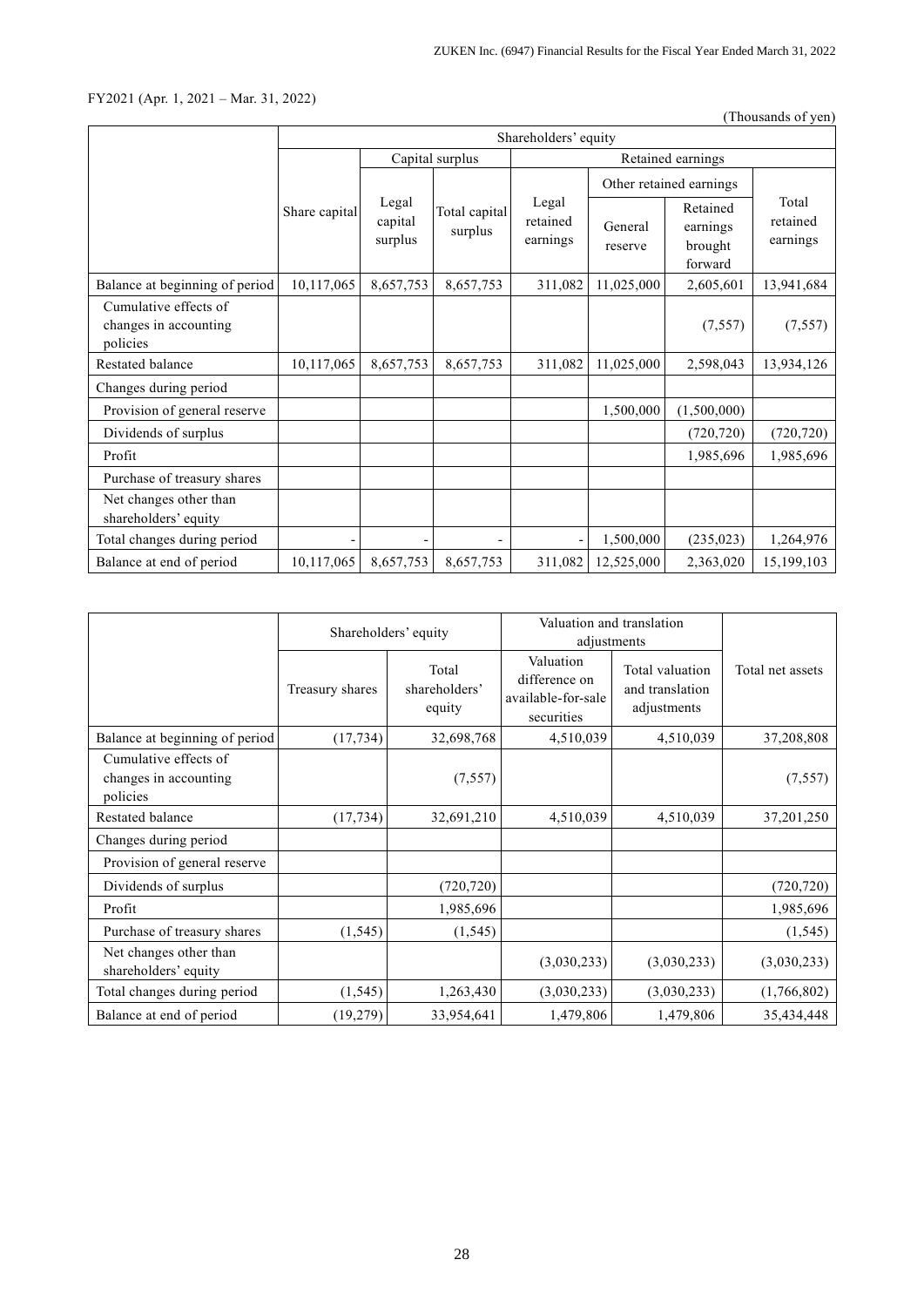FY2021 (Apr. 1, 2021 – Mar. 31, 2022)

(Thousands of yen)

| | Shareholders' equity | | | | | | |
|---|---|---|---|---|---|---|---|
| | | Capital surplus | | Retained earnings | | | |
| | | | | | Other retained earnings | | |
| | Share capital | Legal capital surplus | Total capital surplus | Legal retained earnings | General reserve | Retained earnings brought forward | Total retained earnings |
| Balance at beginning of period | 10,117,065 | 8,657,753 | 8,657,753 | 311,082 | 11,025,000 | 2,605,601 | 13,941,684 |
| Cumulative effects of changes in accounting policies | | | | | | (7,557) | (7,557) |
| Restated balance | 10,117,065 | 8,657,753 | 8,657,753 | 311,082 | 11,025,000 | 2,598,043 | 13,934,126 |
| Changes during period | | | | | | | |
| Provision of general reserve | | | | | 1,500,000 | (1,500,000) | |
| Dividends of surplus | | | | | | (720,720) | (720,720) |
| Profit | | | | | | 1,985,696 | 1,985,696 |
| Purchase of treasury shares | | | | | | | |
| Net changes other than shareholders' equity | | | | | | | |
| Total changes during period | - | - | - | - | 1,500,000 | (235,023) | 1,264,976 |
| Balance at end of period | 10,117,065 | 8,657,753 | 8,657,753 | 311,082 | 12,525,000 | 2,363,020 | 15,199,103 |

| | Shareholders' equity | | Valuation and translation adjustments | | Total net assets |
|---|---|---|---|---|---|
| | Treasury shares | Total shareholders' equity | Valuation difference on available-for-sale securities | Total valuation and translation adjustments | |
| Balance at beginning of period | (17,734) | 32,698,768 | 4,510,039 | 4,510,039 | 37,208,808 |
| Cumulative effects of changes in accounting policies | | (7,557) | | | (7,557) |
| Restated balance | (17,734) | 32,691,210 | 4,510,039 | 4,510,039 | 37,201,250 |
| Changes during period | | | | | |
| Provision of general reserve | | | | | |
| Dividends of surplus | | (720,720) | | | (720,720) |
| Profit | | 1,985,696 | | | 1,985,696 |
| Purchase of treasury shares | (1,545) | (1,545) | | | (1,545) |
| Net changes other than shareholders' equity | | | (3,030,233) | (3,030,233) | (3,030,233) |
| Total changes during period | (1,545) | 1,263,430 | (3,030,233) | (3,030,233) | (1,766,802) |
| Balance at end of period | (19,279) | 33,954,641 | 1,479,806 | 1,479,806 | 35,434,448 |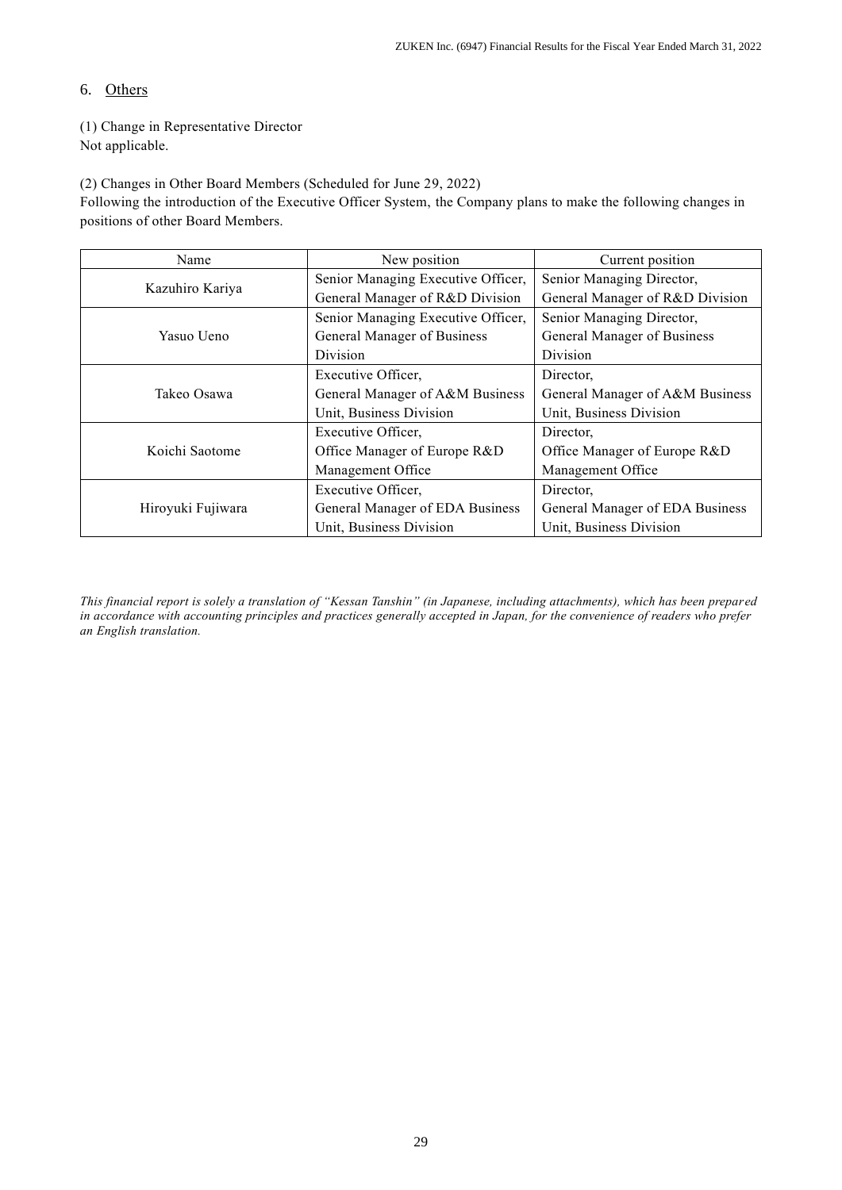## 6. Others

(1) Change in Representative Director
Not applicable.

(2) Changes in Other Board Members (Scheduled for June 29, 2022)
Following the introduction of the Executive Officer System, the Company plans to make the following changes in positions of other Board Members.

| Name | New position | Current position |
|---|---|---|
| Kazuhiro Kariya | Senior Managing Executive Officer, General Manager of R&D Division | Senior Managing Director, General Manager of R&D Division |
| Yasuo Ueno | Senior Managing Executive Officer, General Manager of Business Division | Senior Managing Director, General Manager of Business Division |
| Takeo Osawa | Executive Officer, General Manager of A&M Business Unit, Business Division | Director, General Manager of A&M Business Unit, Business Division |
| Koichi Saotome | Executive Officer, Office Manager of Europe R&D Management Office | Director, Office Manager of Europe R&D Management Office |
| Hiroyuki Fujiwara | Executive Officer, General Manager of EDA Business Unit, Business Division | Director, General Manager of EDA Business Unit, Business Division |

*This financial report is solely a translation of “Kessan Tanshin” (in Japanese, including attachments), which has been prepared in accordance with accounting principles and practices generally accepted in Japan, for the convenience of readers who prefer an English translation.*